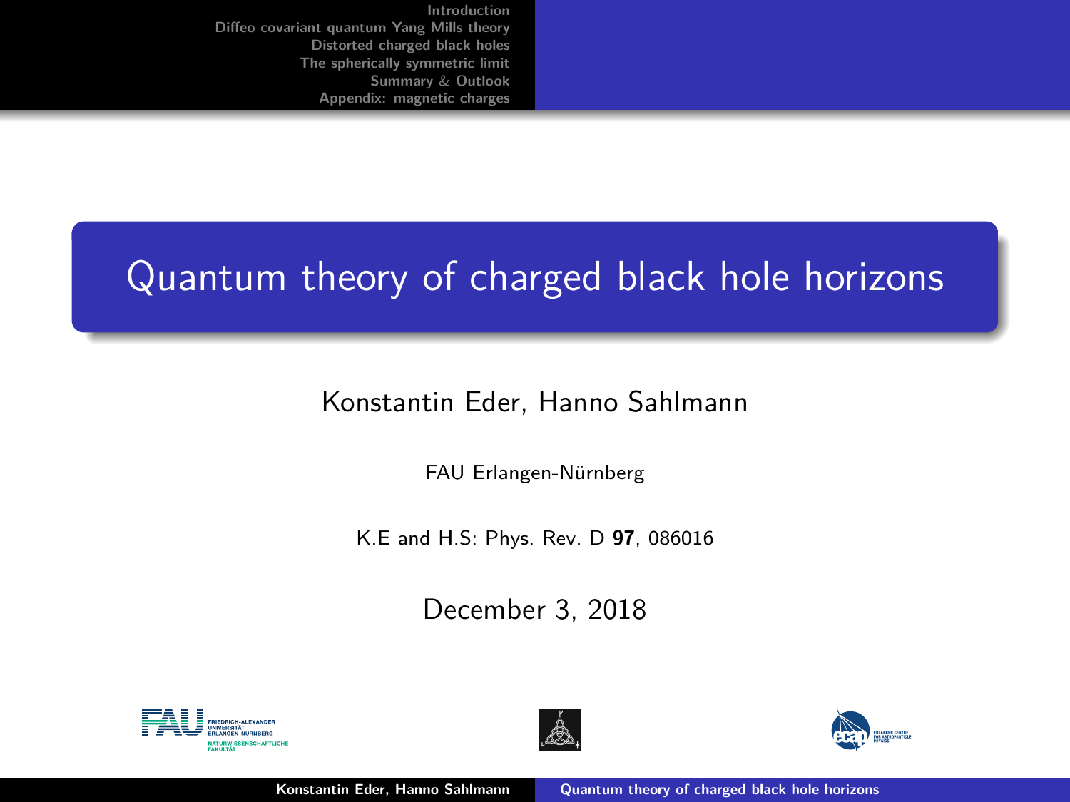# Quantum theory of charged black hole horizons

Konstantin Eder, Hanno Sahlmann

FAU Erlangen-Nürnberg

K.E and H.S: Phys. Rev. D **97**, 086016

December 3, 2018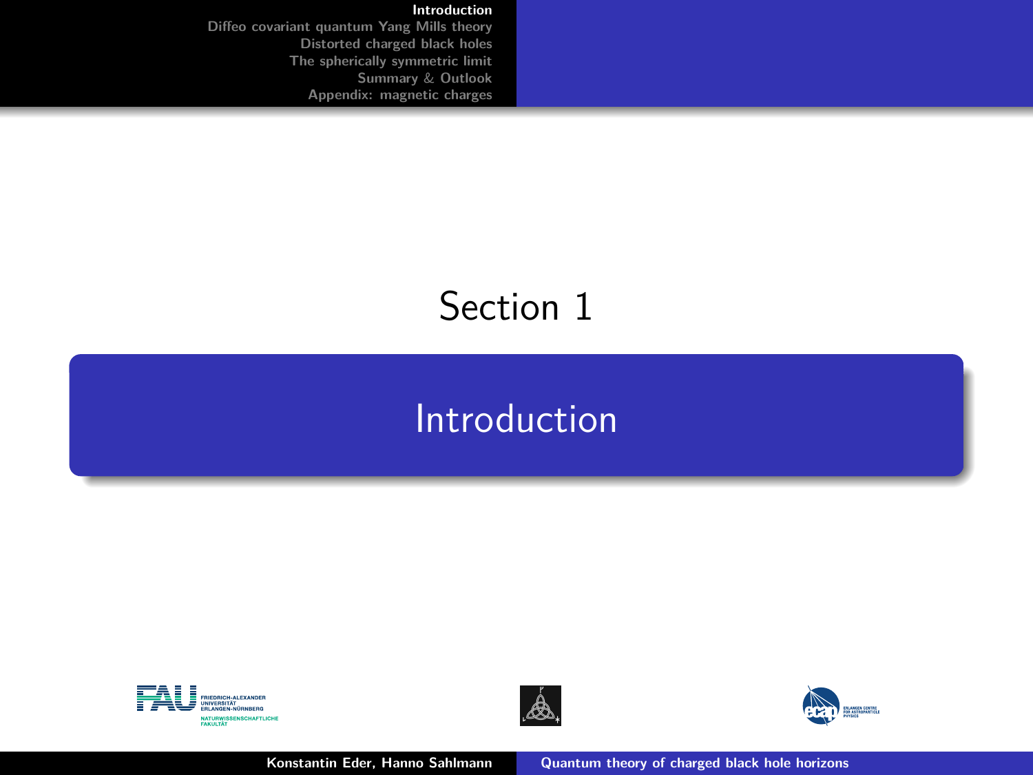Section 1

# Introduction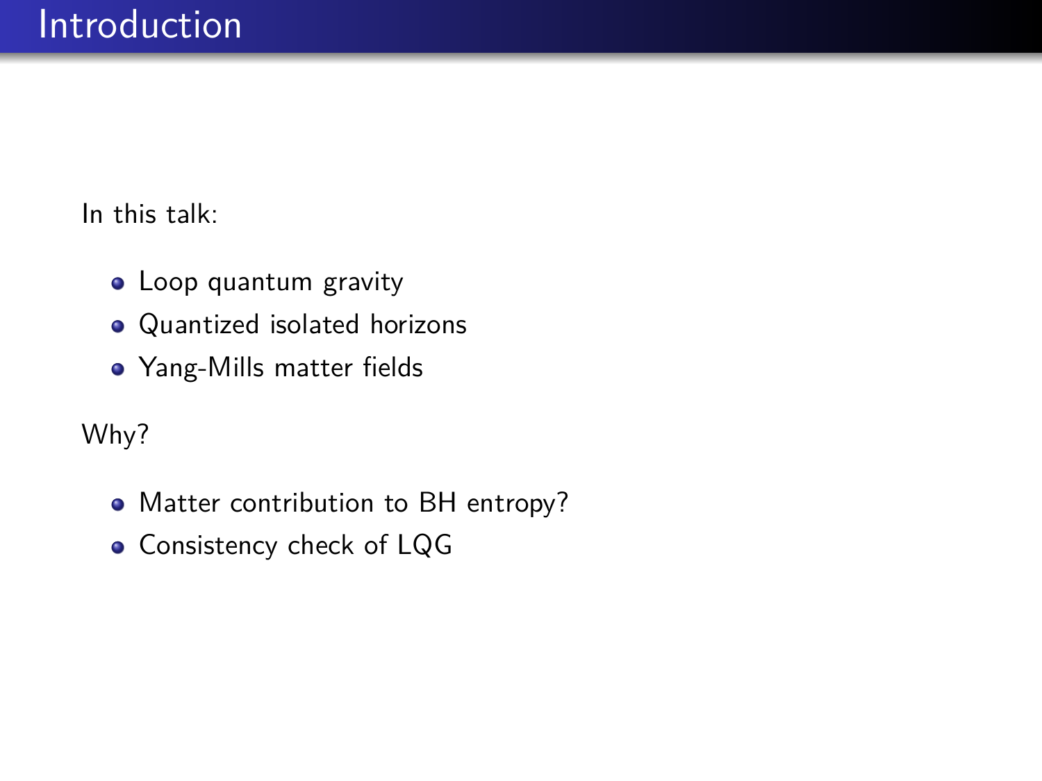# Introduction

In this talk:

- Loop quantum gravity
- Quantized isolated horizons
- Yang-Mills matter fields

Why?

- Matter contribution to BH entropy?
- Consistency check of LQG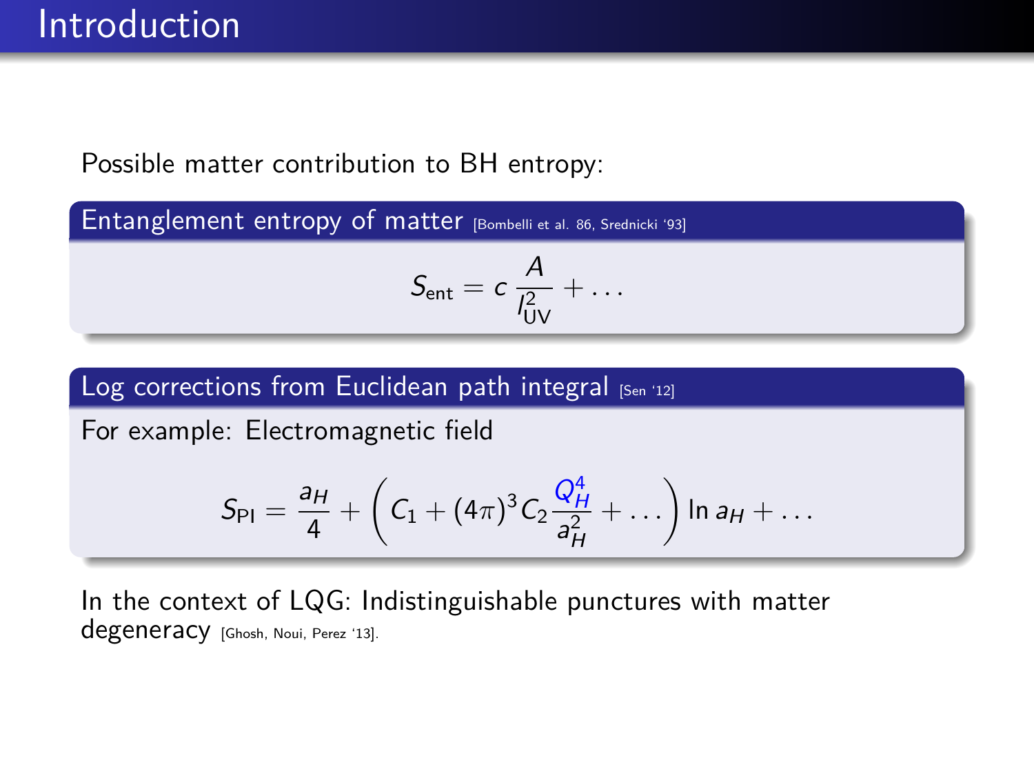# Introduction

Possible matter contribution to BH entropy:

**Entanglement entropy of matter** [Bombelli et al. 86, Srednicki '93]

$$S_{\text{ent}} = c \, \frac{A}{l_{\text{UV}}^2} + \ldots$$

**Log corrections from Euclidean path integral** [Sen '12]

For example: Electromagnetic field

$$S_{\text{PI}} = \frac{a_H}{4} + \left( C_1 + (4\pi)^3 C_2 \frac{Q_H^4}{a_H^2} + \ldots \right) \ln a_H + \ldots$$

In the context of LQG: Indistinguishable punctures with matter degeneracy [Ghosh, Noui, Perez '13].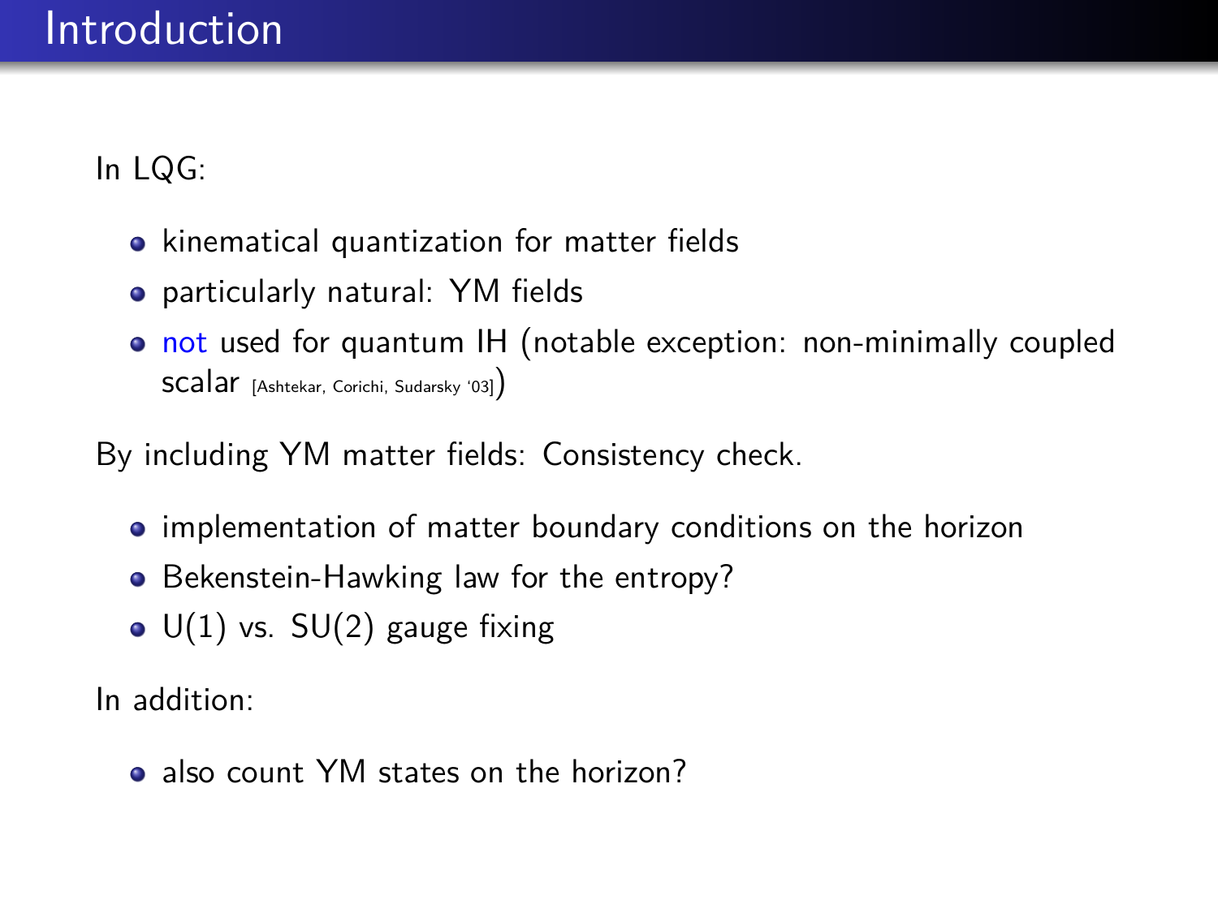# Introduction

In LQG:

- kinematical quantization for matter fields
- particularly natural: YM fields
- not used for quantum IH (notable exception: non-minimally coupled scalar [Ashtekar, Corichi, Sudarsky '03])

By including YM matter fields: Consistency check.

- implementation of matter boundary conditions on the horizon
- Bekenstein-Hawking law for the entropy?
- U(1) vs. SU(2) gauge fixing

In addition:

- also count YM states on the horizon?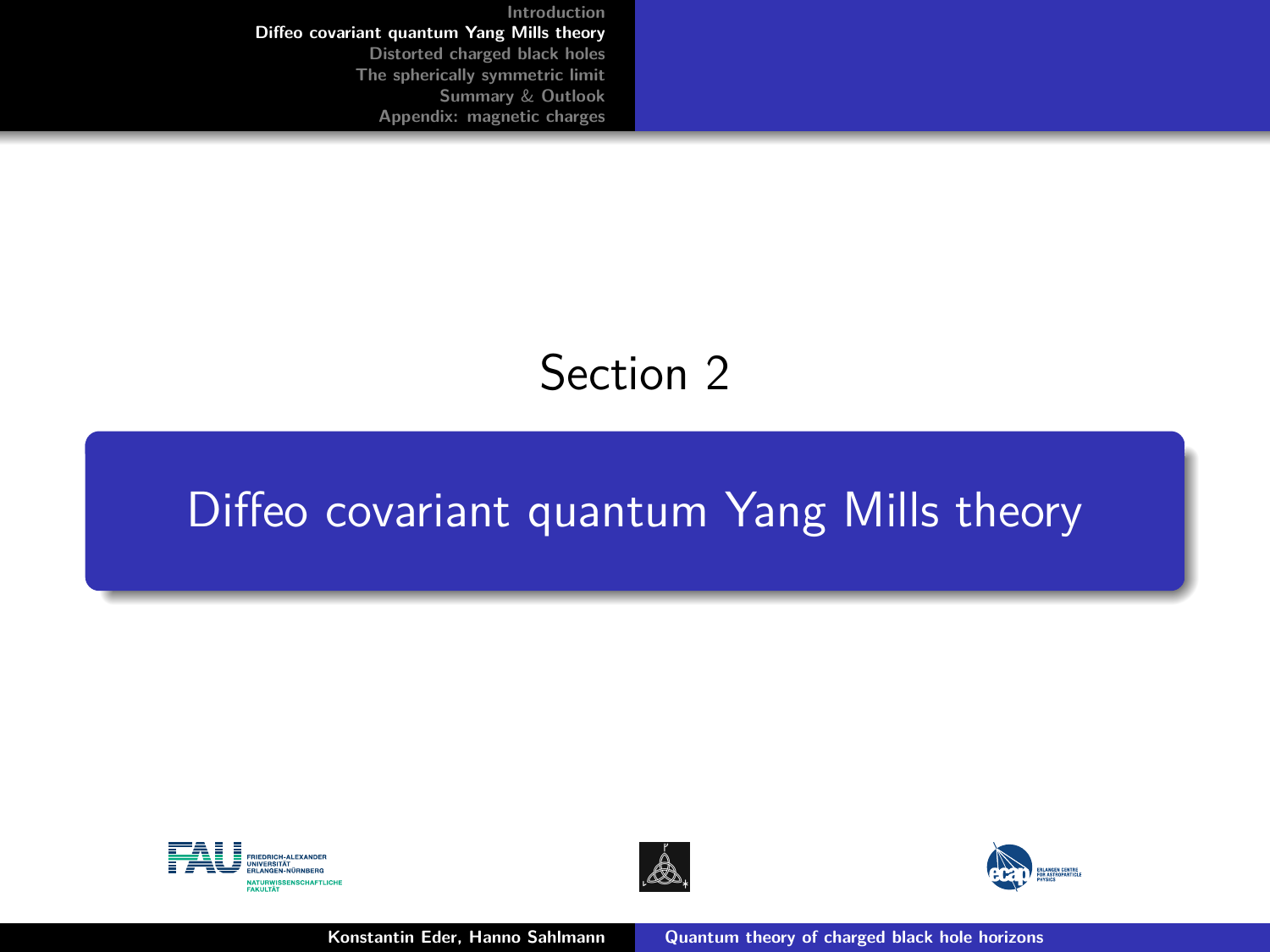Section 2

# Diffeo covariant quantum Yang Mills theory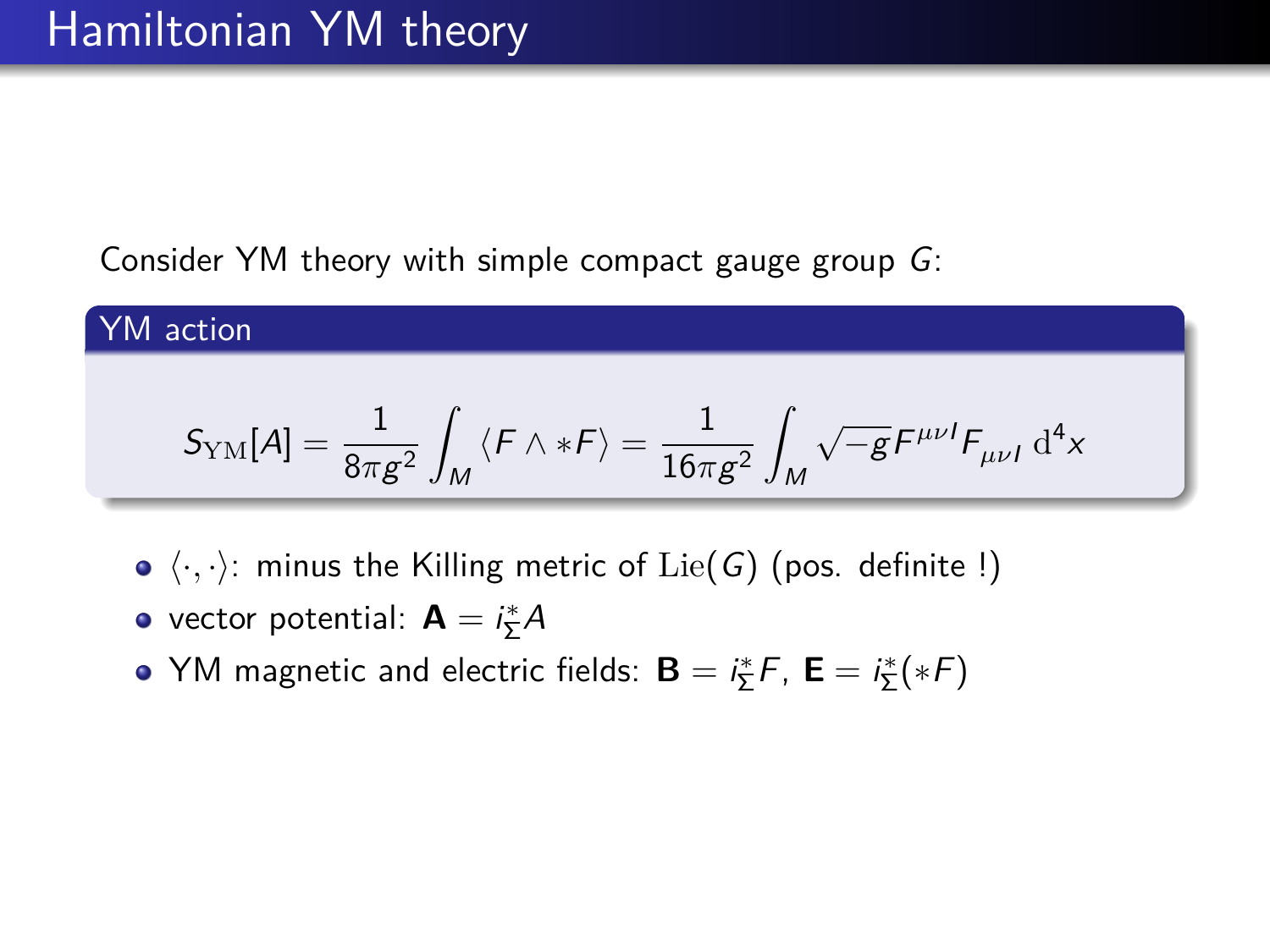# Hamiltonian YM theory

Consider YM theory with simple compact gauge group $G$:

**YM action**

$$S_{\mathrm{YM}}[A] = \frac{1}{8\pi g^2} \int_M \langle F \wedge *F \rangle = \frac{1}{16\pi g^2} \int_M \sqrt{-g} F^{\mu\nu I} F_{\mu\nu I} \, \mathrm{d}^4 x$$

- $\langle \cdot, \cdot \rangle$: minus the Killing metric of $\mathrm{Lie}(G)$ (pos. definite !)
- vector potential: $\mathbf{A} = i_\Sigma^* A$
- YM magnetic and electric fields: $\mathbf{B} = i_\Sigma^* F$, $\mathbf{E} = i_\Sigma^* (*F)$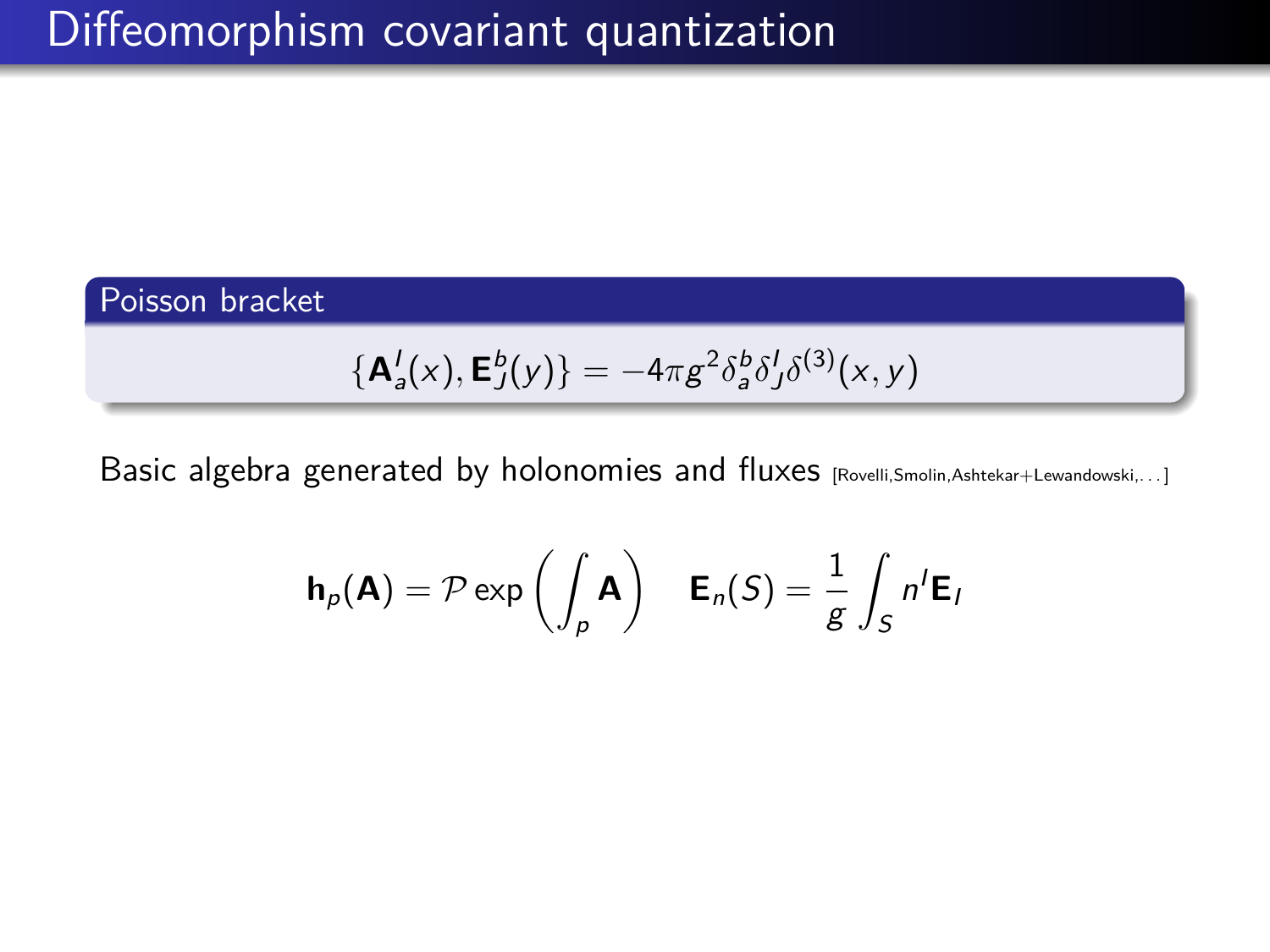# Diffeomorphism covariant quantization

**Poisson bracket**

$$\{\mathbf{A}_a^I(x), \mathbf{E}_J^b(y)\} = -4\pi g^2 \delta_a^b \delta_J^I \delta^{(3)}(x,y)$$

Basic algebra generated by holonomies and fluxes [Rovelli,Smolin,Ashtekar+Lewandowski,...]

$$\mathbf{h}_p(\mathbf{A}) = \mathcal{P}\exp\left(\int_p \mathbf{A}\right) \quad \mathbf{E}_n(S) = \frac{1}{g}\int_S n^I \mathbf{E}_I$$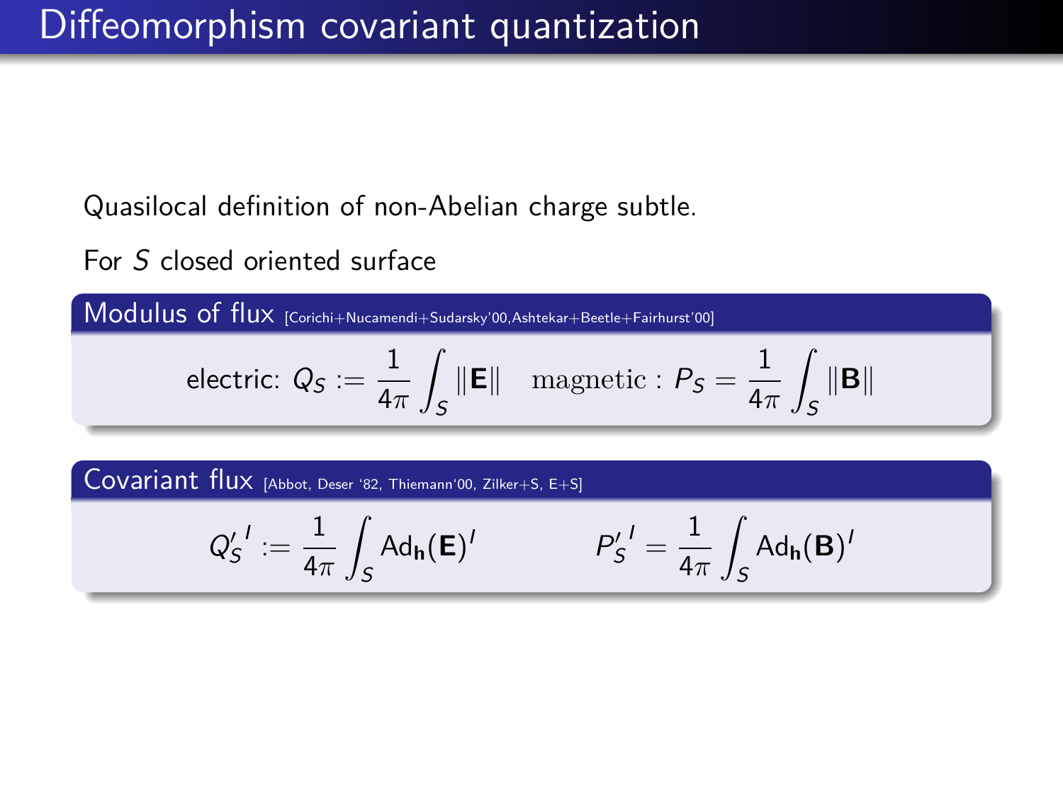# Diffeomorphism covariant quantization

Quasilocal definition of non-Abelian charge subtle.

For $S$ closed oriented surface

### Modulus of flux [Corichi+Nucamendi+Sudarsky'00,Ashtekar+Beetle+Fairhurst'00]

$$\text{electric: } Q_S := \frac{1}{4\pi}\int_S \|\mathbf{E}\| \quad \text{magnetic : } P_S = \frac{1}{4\pi}\int_S \|\mathbf{B}\|$$

### Covariant flux [Abbot, Deser '82, Thiemann'00, Zilker+S, E+S]

$$Q_S'^{\,I} := \frac{1}{4\pi}\int_S \mathrm{Ad}_{\mathbf{h}}(\mathbf{E})^I \qquad P_S'^{\,I} = \frac{1}{4\pi}\int_S \mathrm{Ad}_{\mathbf{h}}(\mathbf{B})^I$$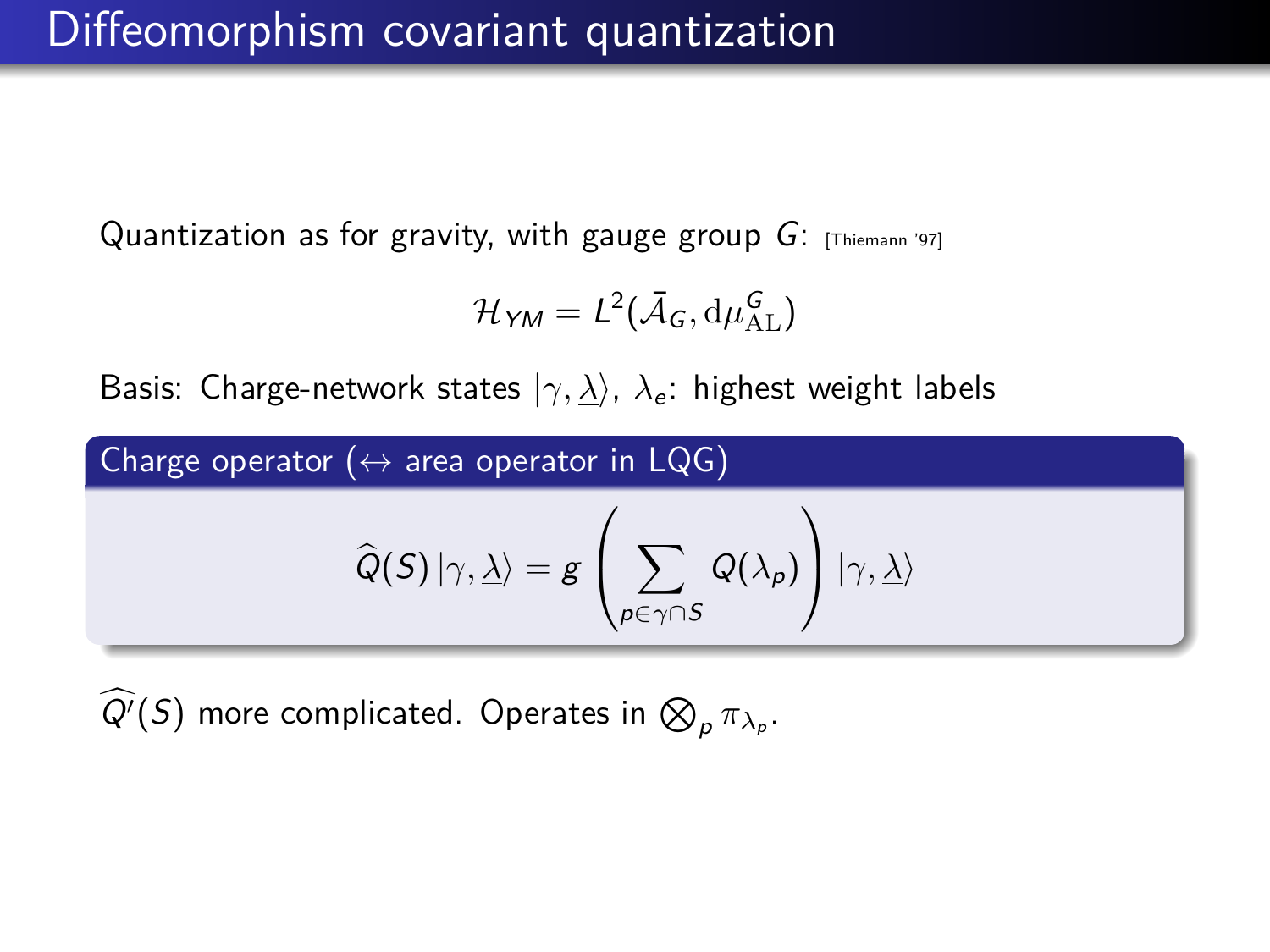# Diffeomorphism covariant quantization

Quantization as for gravity, with gauge group $G$: [Thiemann '97]

$$\mathcal{H}_{YM} = L^2(\bar{\mathcal{A}}_G, \mathrm{d}\mu_{\mathrm{AL}}^G)$$

Basis: Charge-network states $|\gamma, \underline{\lambda}\rangle$, $\lambda_e$: highest weight labels

**Charge operator ($\leftrightarrow$ area operator in LQG)**

$$\widehat{Q}(S)\,|\gamma, \underline{\lambda}\rangle = g \left( \sum_{p \in \gamma \cap S} Q(\lambda_p) \right) |\gamma, \underline{\lambda}\rangle$$

$\widehat{Q'}(S)$ more complicated. Operates in $\bigotimes_p \pi_{\lambda_p}$.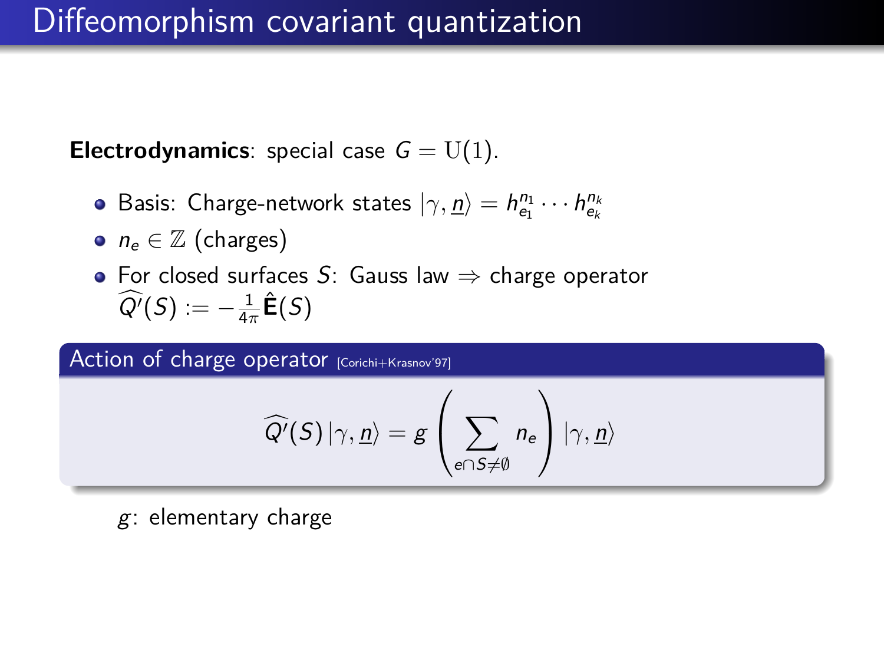# Diffeomorphism covariant quantization

**Electrodynamics**: special case $G = \mathrm{U}(1)$.

- Basis: Charge-network states $|\gamma, \underline{n}\rangle = h_{e_1}^{n_1} \cdots h_{e_k}^{n_k}$
- $n_e \in \mathbb{Z}$ (charges)
- For closed surfaces $S$: Gauss law $\Rightarrow$ charge operator $\widehat{Q'}(S) := -\frac{1}{4\pi}\hat{\mathbf{E}}(S)$

**Action of charge operator** [Corichi+Krasnov'97]

$$\widehat{Q'}(S)\,|\gamma, \underline{n}\rangle = g\left(\sum_{e \cap S \neq \emptyset} n_e\right)|\gamma, \underline{n}\rangle$$

$g$: elementary charge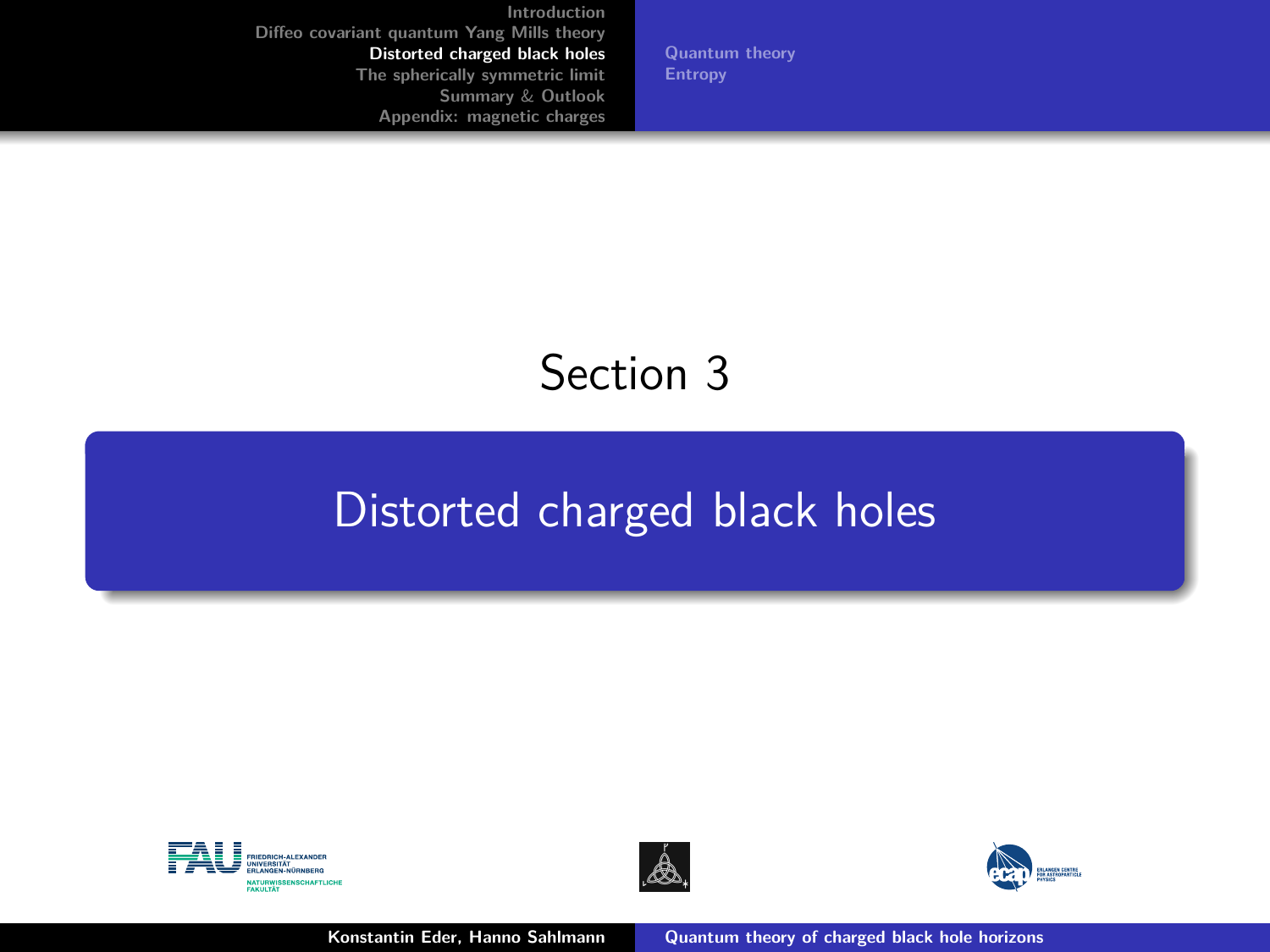# Section 3

## Distorted charged black holes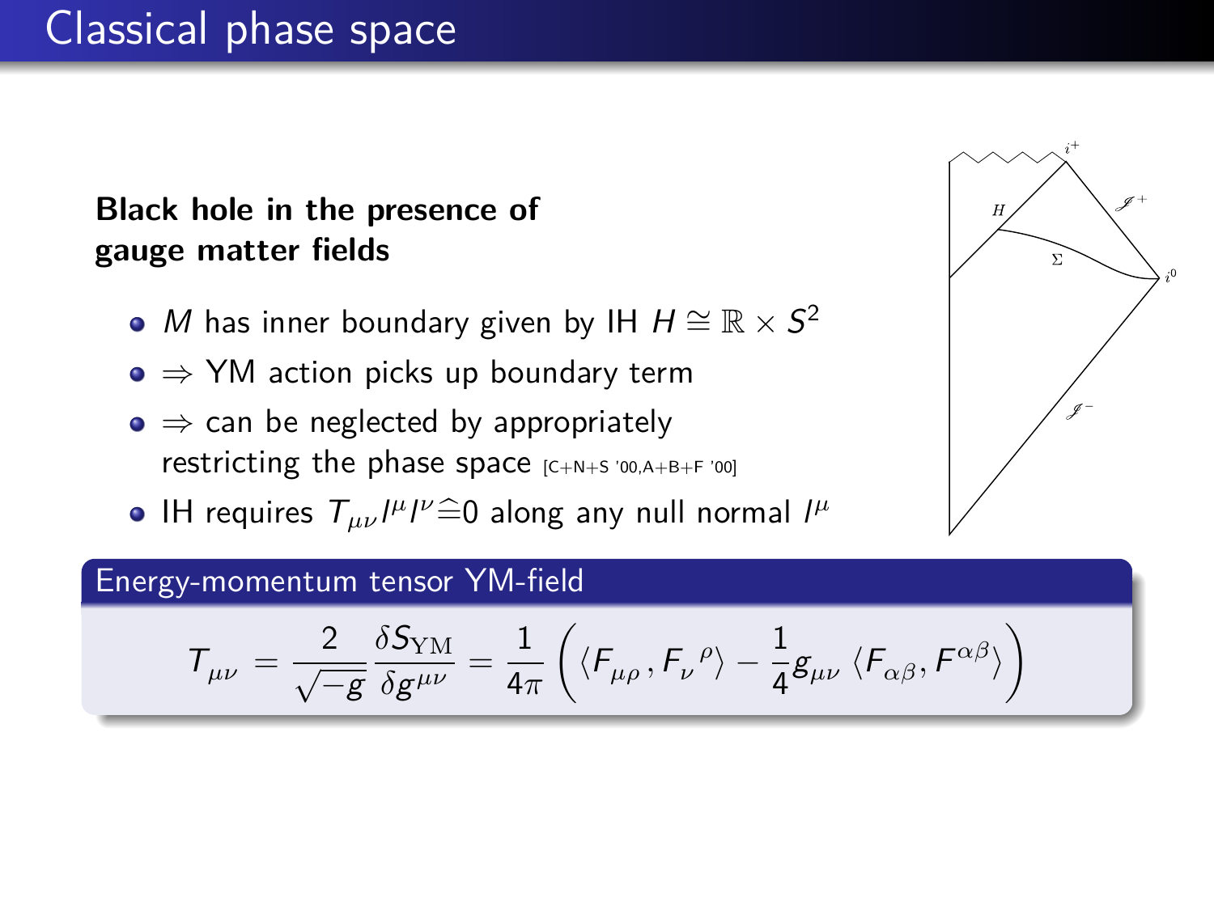# Classical phase space

**Black hole in the presence of gauge matter fields**

- $M$ has inner boundary given by IH $H \cong \mathbb{R} \times S^2$
- $\Rightarrow$ YM action picks up boundary term
- $\Rightarrow$ can be neglected by appropriately restricting the phase space [C+N+S '00,A+B+F '00]
- IH requires $T_{\mu\nu} l^\mu l^\nu \widehat{=} 0$ along any null normal $l^\mu$

**Energy-momentum tensor YM-field**

$$T_{\mu\nu} = \frac{2}{\sqrt{-g}} \frac{\delta S_{\mathrm{YM}}}{\delta g^{\mu\nu}} = \frac{1}{4\pi} \left( \langle F_{\mu\rho}, F_\nu{}^\rho \rangle - \frac{1}{4} g_{\mu\nu} \langle F_{\alpha\beta}, F^{\alpha\beta} \rangle \right)$$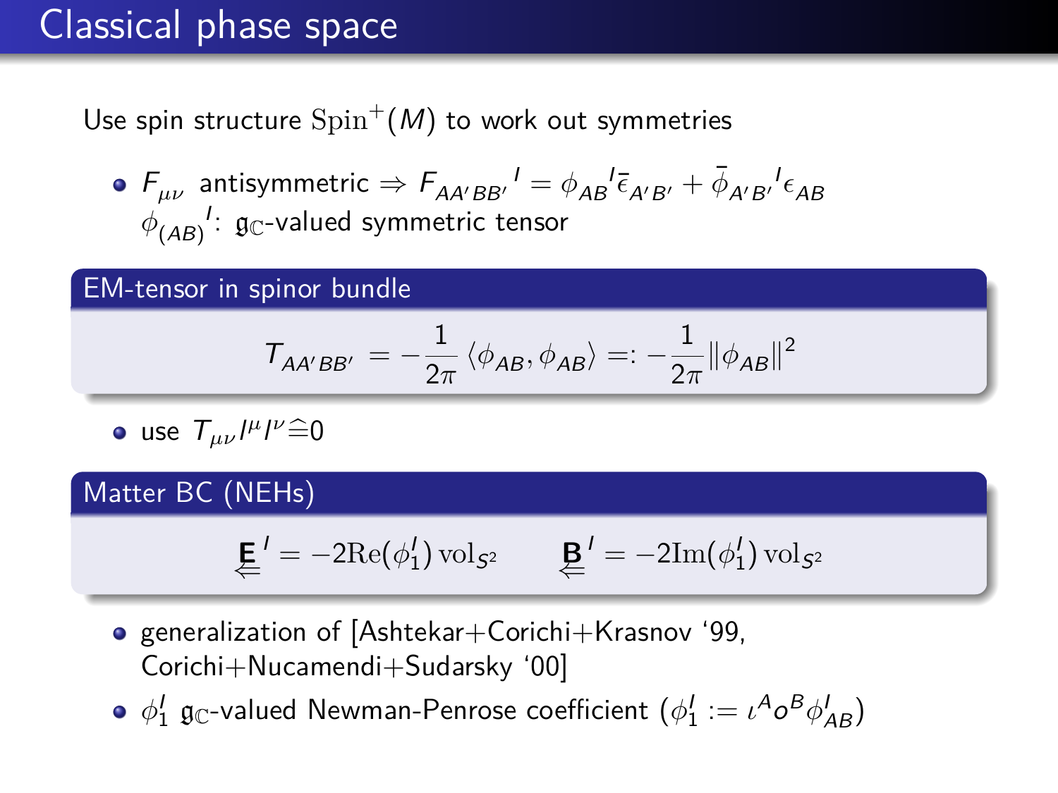# Classical phase space

Use spin structure $\mathrm{Spin}^{+}(M)$ to work out symmetries

- $F_{\mu\nu}$ antisymmetric $\Rightarrow F_{AA'BB'}{}^{I} = \phi_{AB}{}^{I}\bar{\epsilon}_{A'B'} + \bar{\phi}_{A'B'}{}^{I}\epsilon_{AB}$
  $\phi_{(AB)}{}^{I}$: $\mathfrak{g}_{\mathbb{C}}$-valued symmetric tensor

**EM-tensor in spinor bundle**

$$T_{AA'BB'} = -\frac{1}{2\pi}\langle\phi_{AB},\phi_{AB}\rangle =: -\frac{1}{2\pi}\|\phi_{AB}\|^{2}$$

- use $T_{\mu\nu}l^{\mu}l^{\nu} \widehat{=} 0$

**Matter BC (NEHs)**

$$\underset{\Leftarrow}{\mathbf{E}}{}^{I} = -2\mathrm{Re}(\phi_1^I)\,\mathrm{vol}_{S^2} \qquad \underset{\Leftarrow}{\mathbf{B}}{}^{I} = -2\mathrm{Im}(\phi_1^I)\,\mathrm{vol}_{S^2}$$

- generalization of [Ashtekar+Corichi+Krasnov '99, Corichi+Nucamendi+Sudarsky '00]
- $\phi_1^I$ $\mathfrak{g}_{\mathbb{C}}$-valued Newman-Penrose coefficient ($\phi_1^I := \iota^{A}o^{B}\phi_{AB}^{I}$)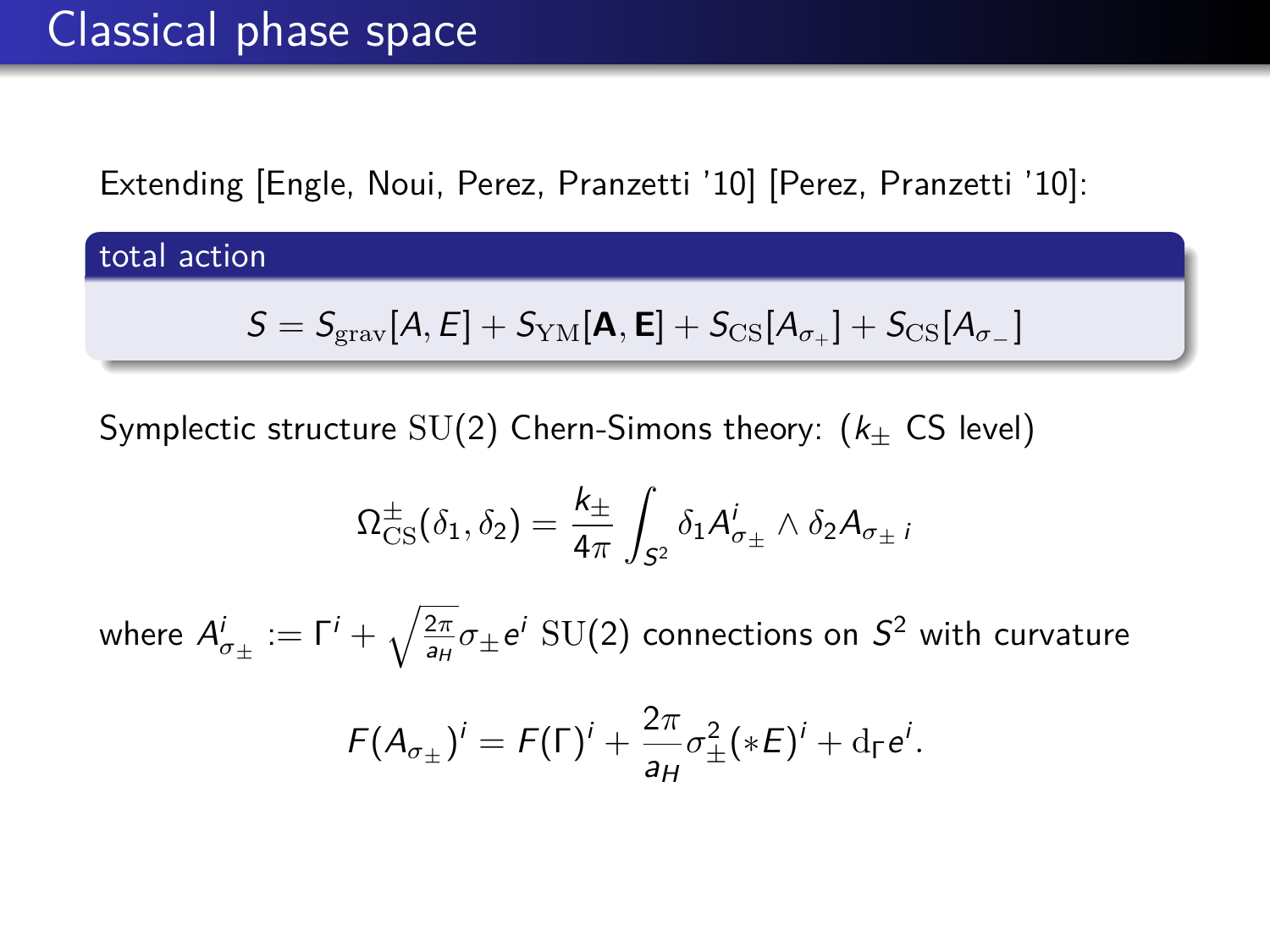# Classical phase space

Extending [Engle, Noui, Perez, Pranzetti '10] [Perez, Pranzetti '10]:

**total action**

$$S = S_{\mathrm{grav}}[A, E] + S_{\mathrm{YM}}[\mathbf{A}, \mathbf{E}] + S_{\mathrm{CS}}[A_{\sigma_+}] + S_{\mathrm{CS}}[A_{\sigma_-}]$$

Symplectic structure $\mathrm{SU}(2)$ Chern-Simons theory: ($k_\pm$ CS level)

$$\Omega^{\pm}_{\mathrm{CS}}(\delta_1, \delta_2) = \frac{k_\pm}{4\pi} \int_{S^2} \delta_1 A^i_{\sigma_\pm} \wedge \delta_2 A_{\sigma_\pm\, i}$$

where $A^i_{\sigma_\pm} := \Gamma^i + \sqrt{\frac{2\pi}{a_H}} \sigma_\pm e^i$ $\mathrm{SU}(2)$ connections on $S^2$ with curvature

$$F(A_{\sigma_\pm})^i = F(\Gamma)^i + \frac{2\pi}{a_H} \sigma_\pm^2 (*E)^i + \mathrm{d}_\Gamma e^i.$$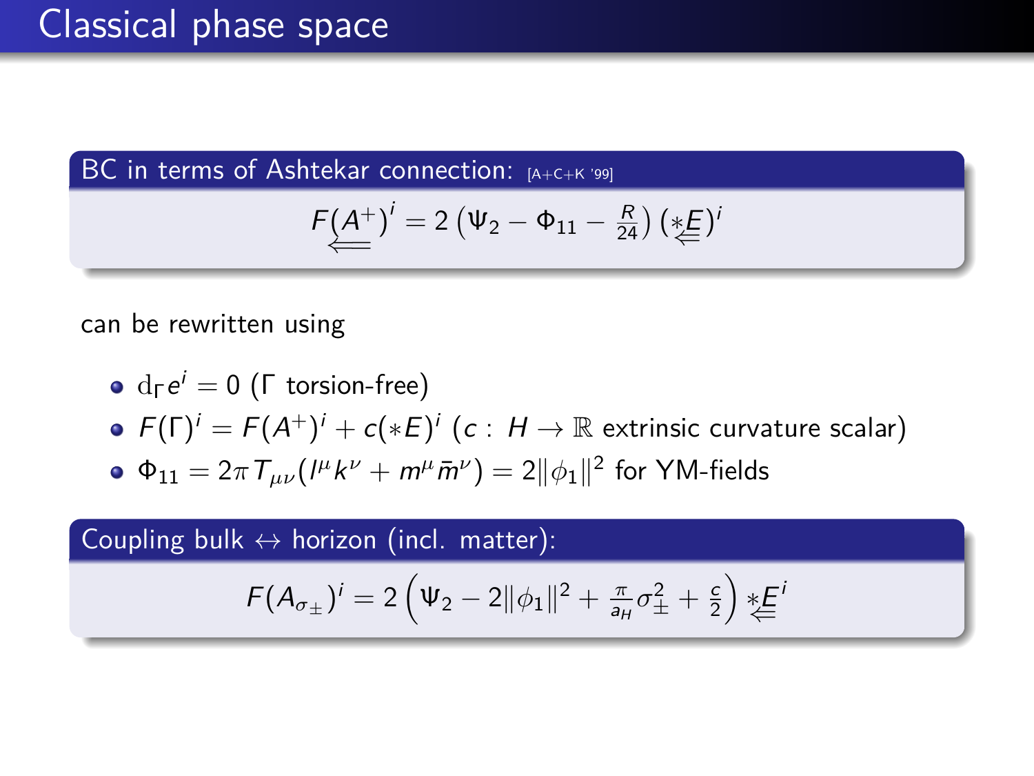# Classical phase space

**BC in terms of Ashtekar connection:** [A+C+K '99]

$$F(\underleftarrow{A^+})^i = 2\left(\Psi_2 - \Phi_{11} - \tfrac{R}{24}\right)(\underleftarrow{*E})^i$$

can be rewritten using

- $\mathrm{d}_\Gamma e^i = 0$ ($\Gamma$ torsion-free)
- $F(\Gamma)^i = F(A^+)^i + c(*E)^i$ ($c : H \to \mathbb{R}$ extrinsic curvature scalar)
- $\Phi_{11} = 2\pi T_{\mu\nu}(l^\mu k^\nu + m^\mu \bar{m}^\nu) = 2\|\phi_1\|^2$ for YM-fields

**Coupling bulk $\leftrightarrow$ horizon (incl. matter):**

$$F(A_{\sigma_\pm})^i = 2\left(\Psi_2 - 2\|\phi_1\|^2 + \tfrac{\pi}{a_H}\sigma_\pm^2 + \tfrac{c}{2}\right)\underleftarrow{*E}^i$$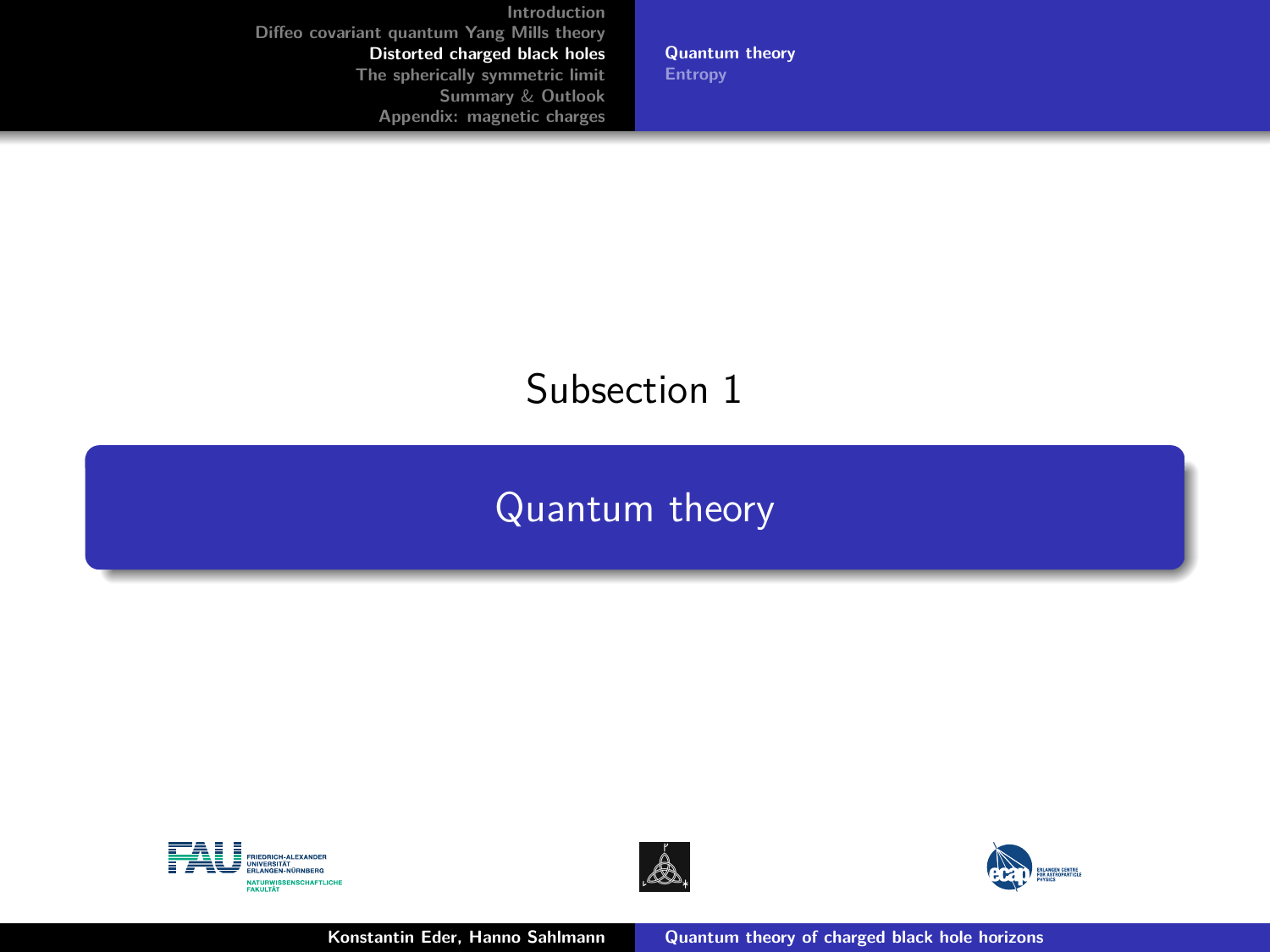Subsection 1

## Quantum theory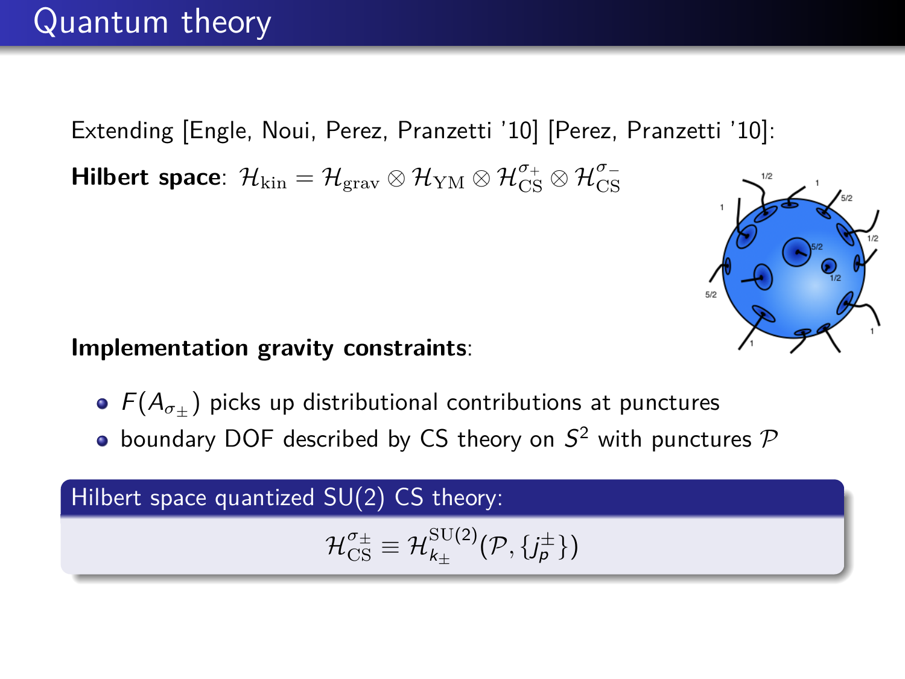# Quantum theory

Extending [Engle, Noui, Perez, Pranzetti '10] [Perez, Pranzetti '10]:

**Hilbert space**: $\mathcal{H}_{\rm kin} = \mathcal{H}_{\rm grav} \otimes \mathcal{H}_{\rm YM} \otimes \mathcal{H}_{\rm CS}^{\sigma_+} \otimes \mathcal{H}_{\rm CS}^{\sigma_-}$

**Implementation gravity constraints**:

- $F(A_{\sigma_\pm})$ picks up distributional contributions at punctures
- boundary DOF described by CS theory on $S^2$ with punctures $\mathcal{P}$

**Hilbert space quantized SU(2) CS theory:**

$$\mathcal{H}_{\rm CS}^{\sigma_\pm} \equiv \mathcal{H}_{k_\pm}^{\rm SU(2)}(\mathcal{P}, \{j_p^\pm\})$$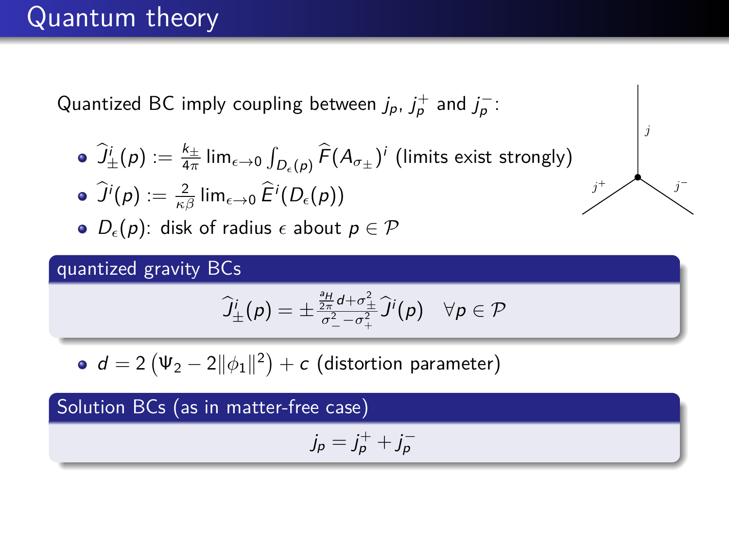# Quantum theory

Quantized BC imply coupling between $j_p$, $j_p^+$ and $j_p^-$:

- $\widehat{J}_\pm^i(p) := \frac{k_\pm}{4\pi} \lim_{\epsilon\to 0} \int_{D_\epsilon(p)} \widehat{F}(A_{\sigma_\pm})^i$ (limits exist strongly)
- $\widehat{J}^i(p) := \frac{2}{\kappa\beta} \lim_{\epsilon\to 0} \widehat{E}^i(D_\epsilon(p))$
- $D_\epsilon(p)$: disk of radius $\epsilon$ about $p \in \mathcal{P}$

## quantized gravity BCs

$$\widehat{J}_\pm^i(p) = \pm \frac{\frac{a_H}{2\pi} d + \sigma_\pm^2}{\sigma_-^2 - \sigma_+^2} \widehat{J}^i(p) \quad \forall p \in \mathcal{P}$$

- $d = 2\left(\Psi_2 - 2\|\phi_1\|^2\right) + c$ (distortion parameter)

## Solution BCs (as in matter-free case)

$$j_p = j_p^+ + j_p^-$$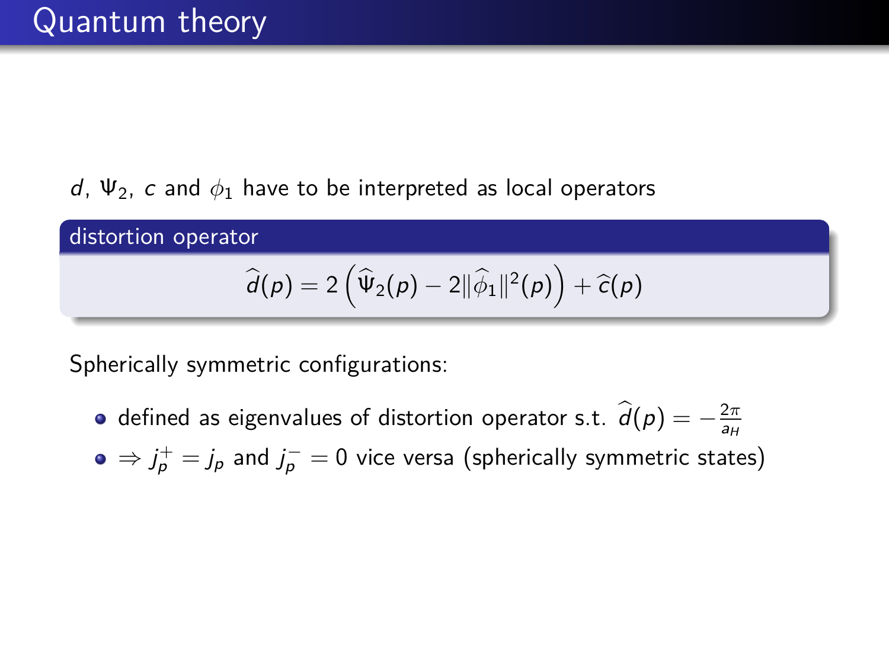# Quantum theory

$d$, $\Psi_2$, $c$ and $\phi_1$ have to be interpreted as local operators

**distortion operator**

$$\widehat{d}(p) = 2\left(\widehat{\Psi}_2(p) - 2\|\widehat{\phi}_1\|^2(p)\right) + \widehat{c}(p)$$

Spherically symmetric configurations:

- defined as eigenvalues of distortion operator s.t. $\widehat{d}(p) = -\frac{2\pi}{a_H}$
- $\Rightarrow j_p^+ = j_p$ and $j_p^- = 0$ vice versa (spherically symmetric states)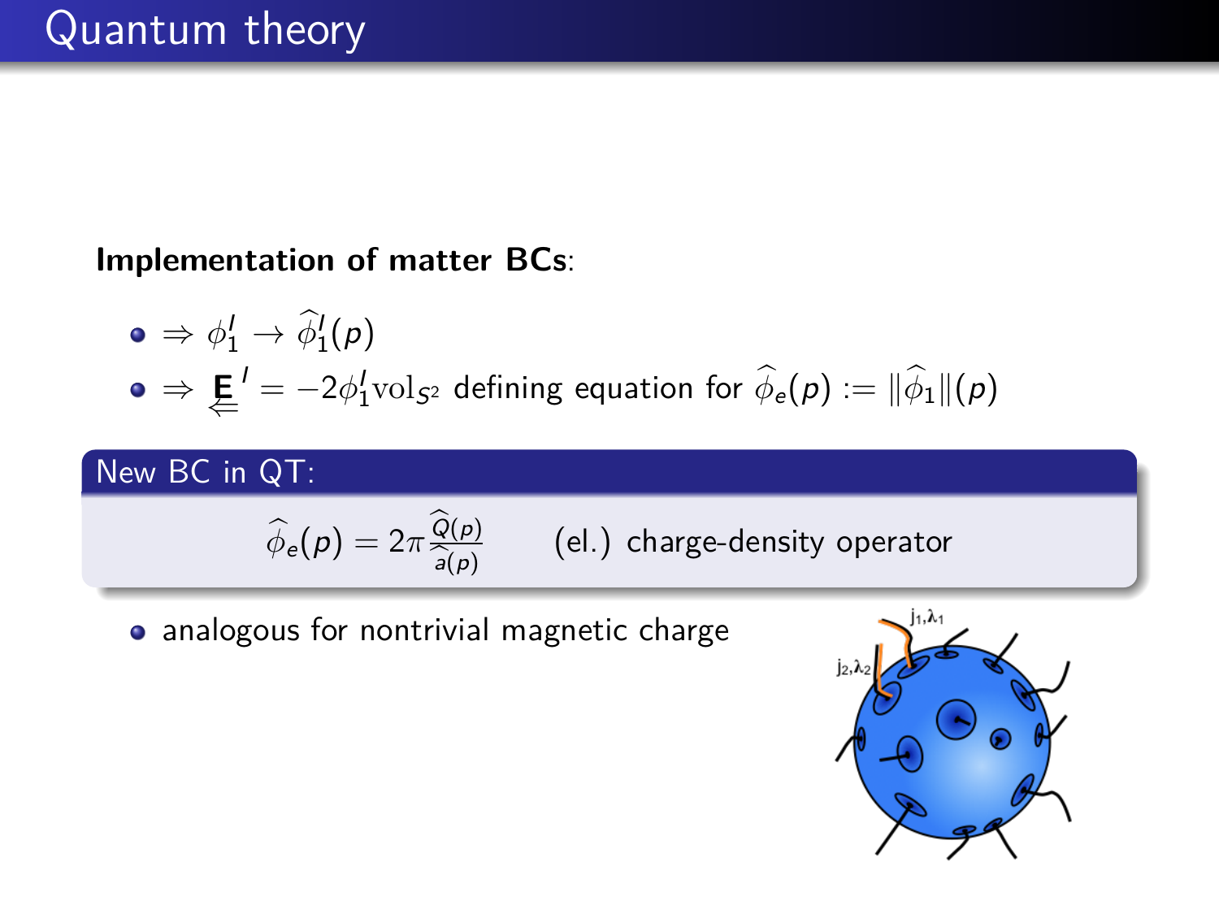# Quantum theory

**Implementation of matter BCs**:

- $\Rightarrow \phi_1^I \to \widehat{\phi}_1^I(p)$
- $\Rightarrow \underleftarrow{\mathbf{E}}^I = -2\phi_1^I \mathrm{vol}_{S^2}$ defining equation for $\widehat{\phi}_e(p) := \|\widehat{\phi}_1\|(p)$

**New BC in QT:**

$$\widehat{\phi}_e(p) = 2\pi \frac{\widehat{Q}(p)}{\widehat{a}(p)} \qquad \text{(el.) charge-density operator}$$

- analogous for nontrivial magnetic charge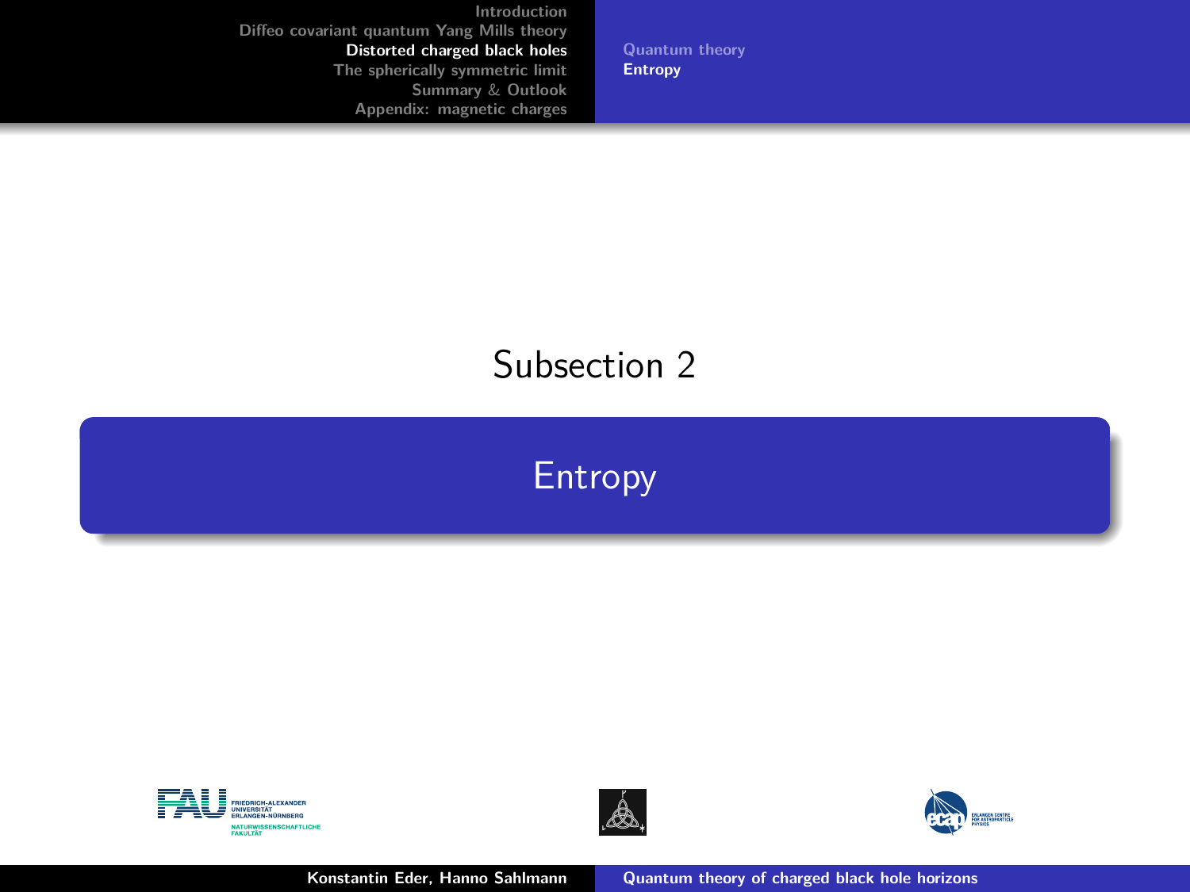Subsection 2

# Entropy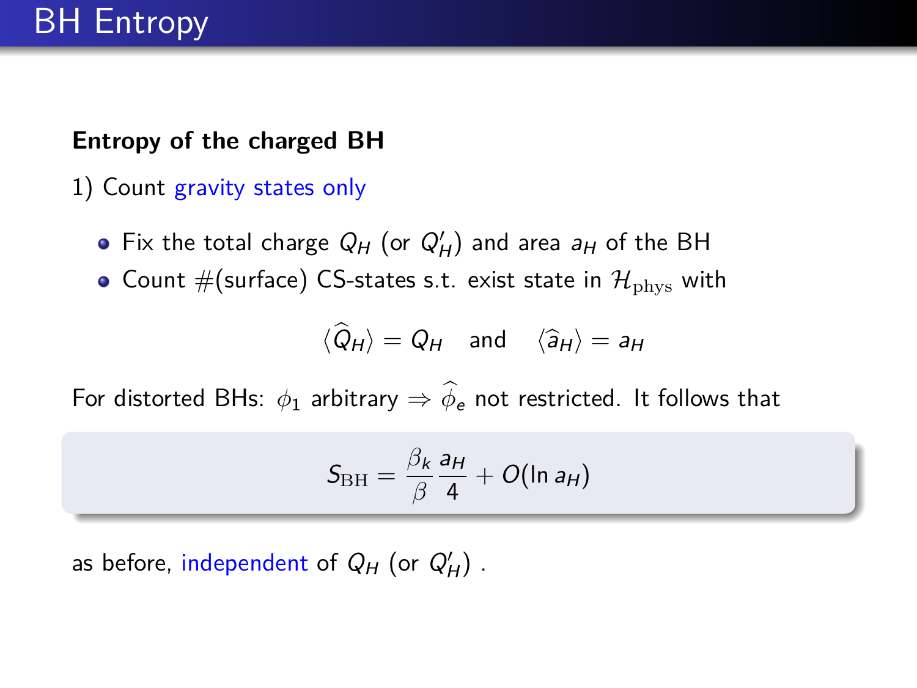# BH Entropy

**Entropy of the charged BH**

1) Count gravity states only

- Fix the total charge $Q_H$ (or $Q'_H$) and area $a_H$ of the BH
- Count #(surface) CS-states s.t. exist state in $\mathcal{H}_{\rm phys}$ with

$$\langle \widehat{Q}_H \rangle = Q_H \quad \text{and} \quad \langle \widehat{a}_H \rangle = a_H$$

For distorted BHs: $\phi_1$ arbitrary $\Rightarrow \widehat{\phi}_e$ not restricted. It follows that

$$S_{\rm BH} = \frac{\beta_k}{\beta}\frac{a_H}{4} + O(\ln a_H)$$

as before, independent of $Q_H$ (or $Q'_H$) .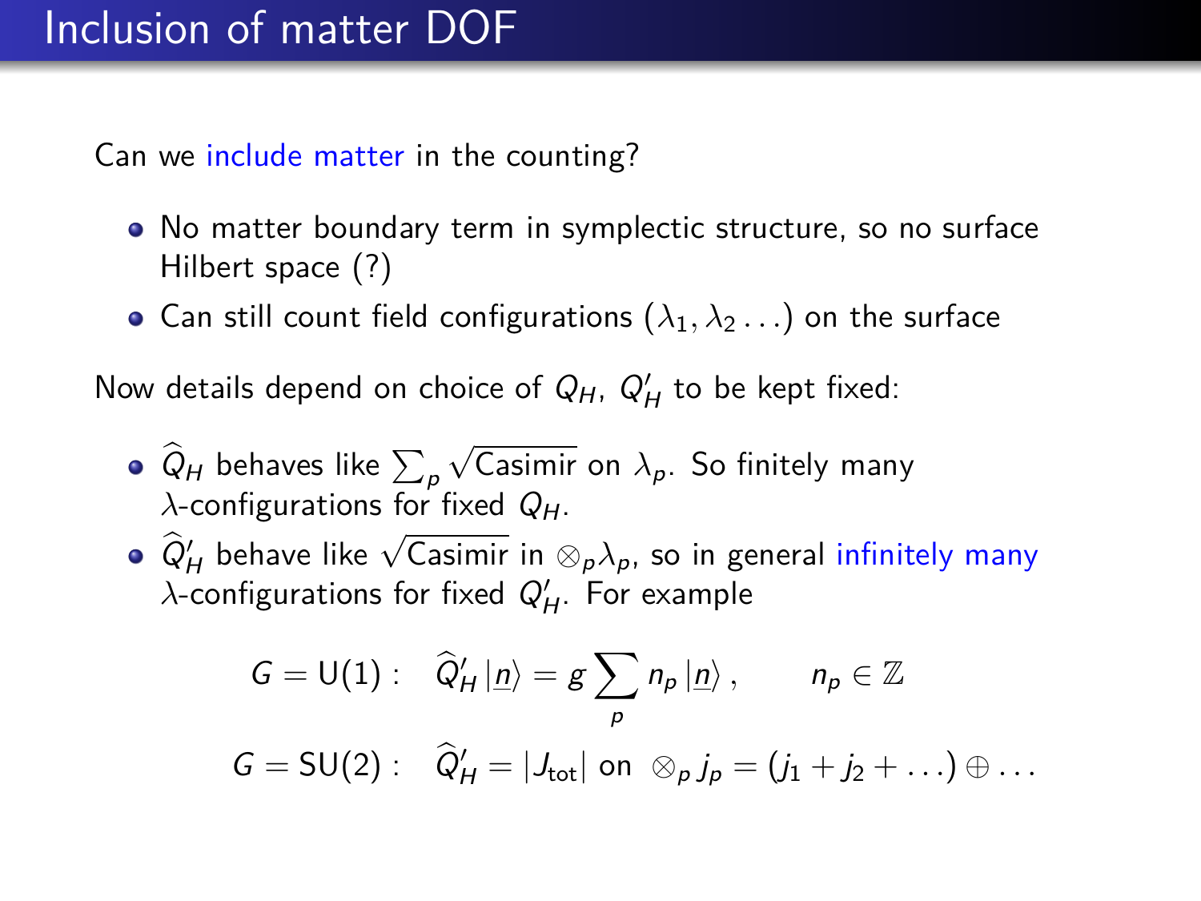# Inclusion of matter DOF

Can we include matter in the counting?

- No matter boundary term in symplectic structure, so no surface Hilbert space (?)
- Can still count field configurations $(\lambda_1, \lambda_2 \ldots)$ on the surface

Now details depend on choice of $Q_H$, $Q'_H$ to be kept fixed:

- $\widehat{Q}_H$ behaves like $\sum_p \sqrt{\text{Casimir}}$ on $\lambda_p$. So finitely many $\lambda$-configurations for fixed $Q_H$.
- $\widehat{Q}'_H$ behave like $\sqrt{\text{Casimir}}$ in $\otimes_p \lambda_p$, so in general infinitely many $\lambda$-configurations for fixed $Q'_H$. For example

$$G = \mathrm{U}(1): \quad \widehat{Q}'_H \left|\underline{n}\right\rangle = g \sum_p n_p \left|\underline{n}\right\rangle, \qquad n_p \in \mathbb{Z}$$

$$G = \mathrm{SU}(2): \quad \widehat{Q}'_H = |J_{\text{tot}}| \text{ on } \otimes_p j_p = (j_1 + j_2 + \ldots) \oplus \ldots$$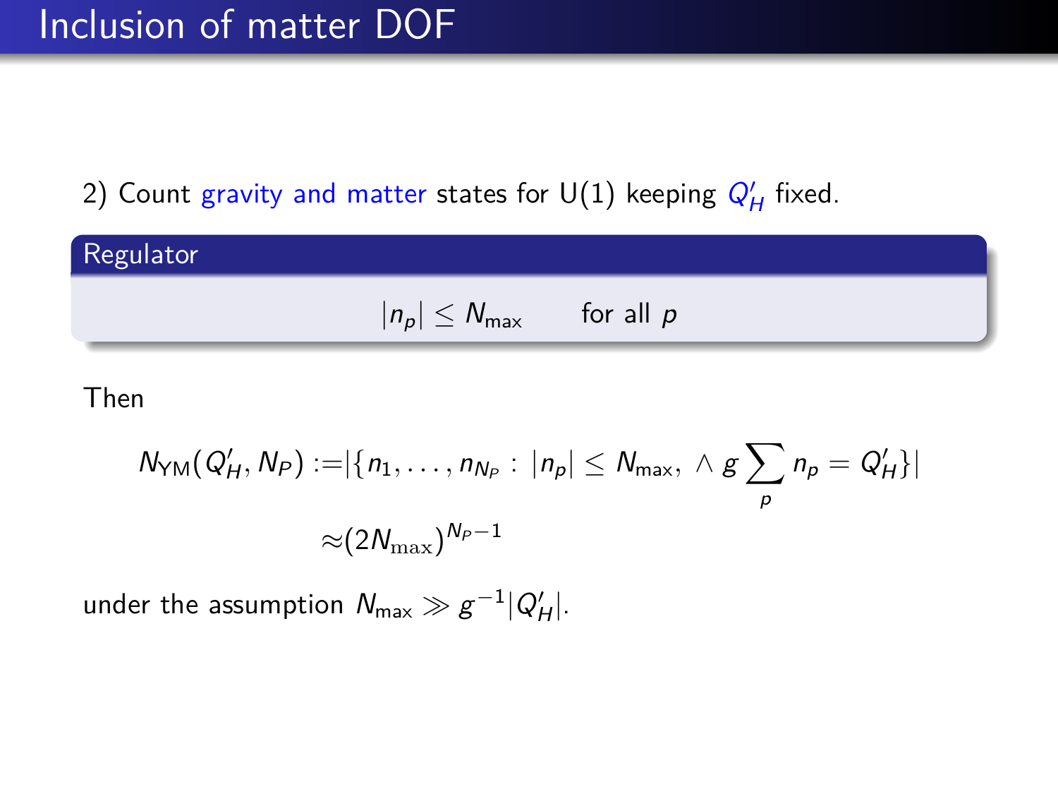# Inclusion of matter DOF

2) Count gravity and matter states for U(1) keeping $Q'_H$ fixed.

**Regulator**

$$|n_p| \leq N_{\text{max}} \qquad \text{for all } p$$

Then

$$N_{\text{YM}}(Q'_H, N_P) := |\{n_1, \ldots, n_{N_P} : |n_p| \leq N_{\text{max}}, \wedge g \sum_p n_p = Q'_H\}|$$
$$\approx (2N_{\max})^{N_P - 1}$$

under the assumption $N_{\text{max}} \gg g^{-1}|Q'_H|$.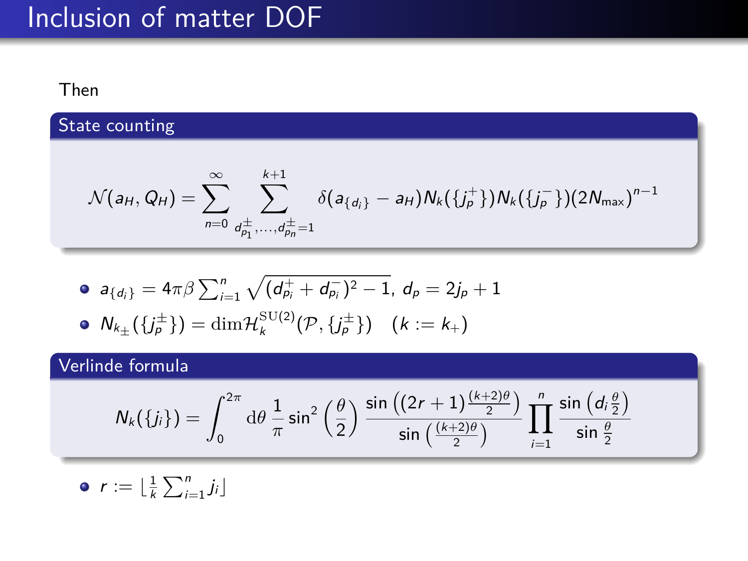# Inclusion of matter DOF

Then

**State counting**

$$\mathcal{N}(a_H, Q_H) = \sum_{n=0}^{\infty} \sum_{d^{\pm}_{p_1},\ldots,d^{\pm}_{p_n}=1}^{k+1} \delta(a_{\{d_i\}} - a_H) N_k(\{j^+_p\}) N_k(\{j^-_p\}) (2N_{\max})^{n-1}$$

- $a_{\{d_i\}} = 4\pi\beta \sum_{i=1}^{n} \sqrt{(d^+_{p_i} + d^-_{p_i})^2 - 1}$, $d_p = 2j_p + 1$
- $N_{k_\pm}(\{j^\pm_p\}) = \dim \mathcal{H}_k^{\mathrm{SU}(2)}(\mathcal{P}, \{j^\pm_p\}) \quad (k := k_+)$

**Verlinde formula**

$$N_k(\{j_i\}) = \int_0^{2\pi} \mathrm{d}\theta \, \frac{1}{\pi} \sin^2\left(\frac{\theta}{2}\right) \frac{\sin\left((2r+1)\frac{(k+2)\theta}{2}\right)}{\sin\left(\frac{(k+2)\theta}{2}\right)} \prod_{i=1}^{n} \frac{\sin\left(d_i \frac{\theta}{2}\right)}{\sin \frac{\theta}{2}}$$

- $r := \lfloor \frac{1}{k} \sum_{i=1}^{n} j_i \rfloor$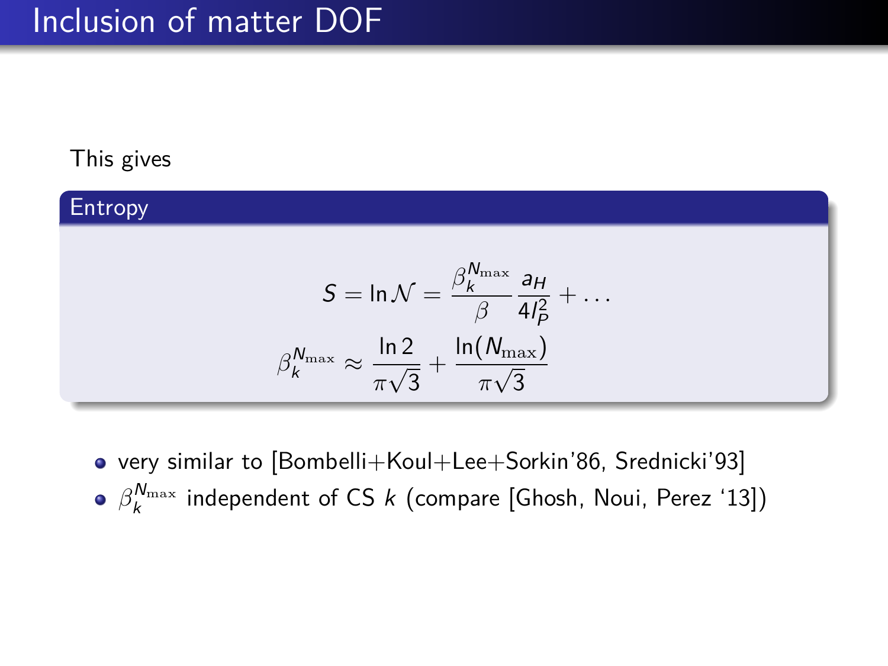# Inclusion of matter DOF

This gives

**Entropy**

$$S = \ln \mathcal{N} = \frac{\beta_k^{N_{\max}}}{\beta} \frac{a_H}{4 l_P^2} + \ldots$$

$$\beta_k^{N_{\max}} \approx \frac{\ln 2}{\pi\sqrt{3}} + \frac{\ln(N_{\max})}{\pi\sqrt{3}}$$

- very similar to [Bombelli+Koul+Lee+Sorkin'86, Srednicki'93]
- $\beta_k^{N_{\max}}$ independent of CS $k$ (compare [Ghosh, Noui, Perez '13])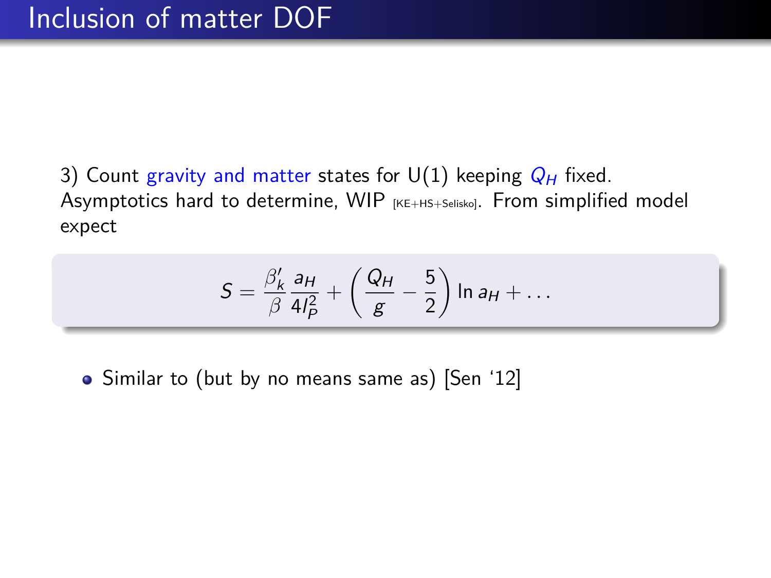# Inclusion of matter DOF

3) Count gravity and matter states for U(1) keeping $Q_H$ fixed. Asymptotics hard to determine, WIP [KE+HS+Selisko]. From simplified model expect

$$S = \frac{\beta'_k}{\beta} \frac{a_H}{4l_P^2} + \left( \frac{Q_H}{g} - \frac{5}{2} \right) \ln a_H + \ldots$$

- Similar to (but by no means same as) [Sen '12]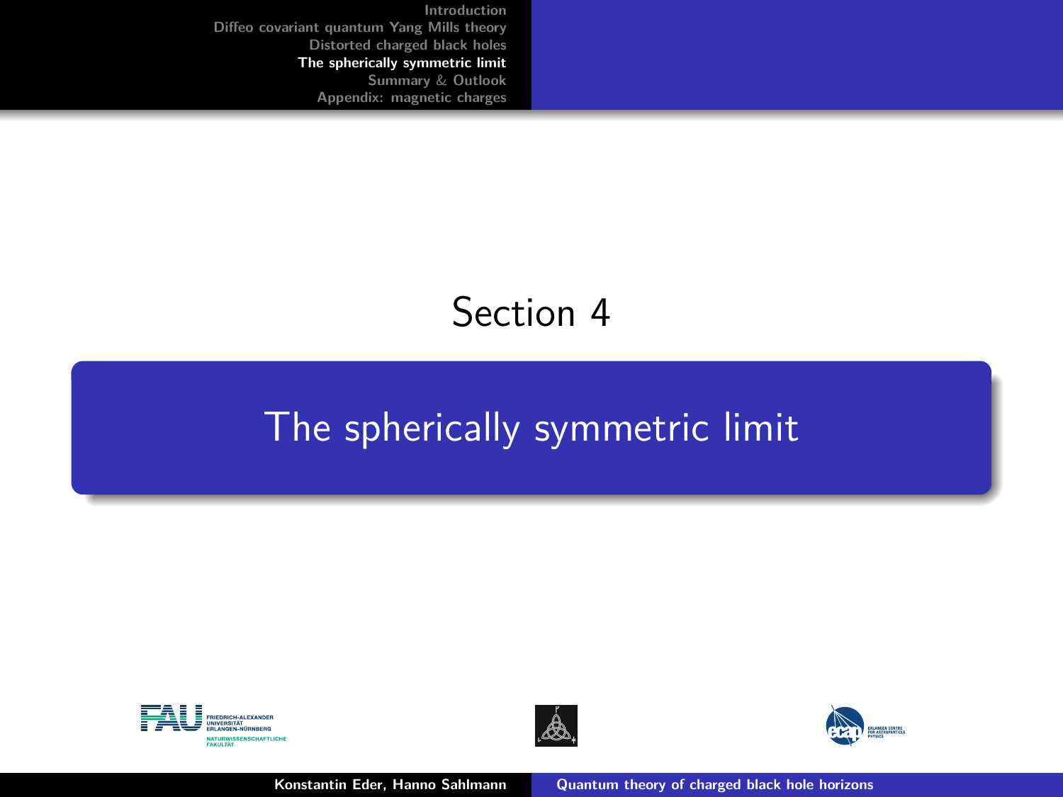## Section 4

# The spherically symmetric limit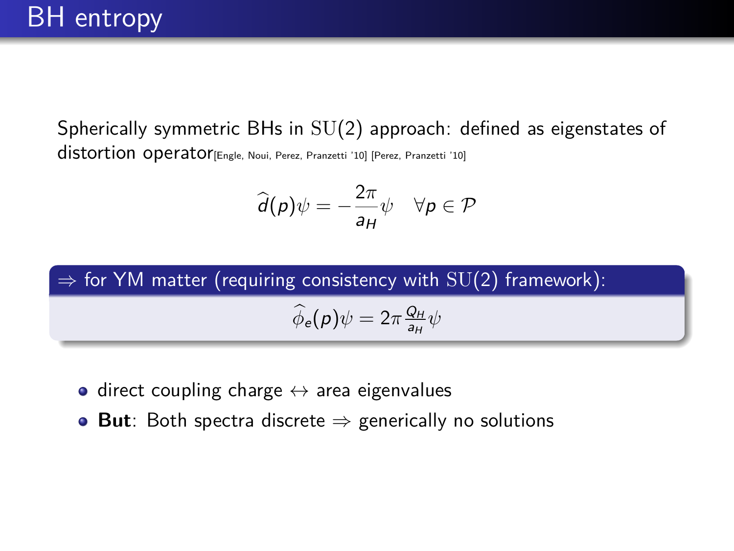# BH entropy

Spherically symmetric BHs in $\mathrm{SU}(2)$ approach: defined as eigenstates of distortion operator[Engle, Noui, Perez, Pranzetti '10] [Perez, Pranzetti '10]

$$\widehat{d}(p)\psi = -\frac{2\pi}{a_H}\psi \quad \forall p \in \mathcal{P}$$

**$\Rightarrow$ for YM matter (requiring consistency with $\mathrm{SU}(2)$ framework):**

$$\widehat{\phi}_e(p)\psi = 2\pi \frac{Q_H}{a_H}\psi$$

- direct coupling charge $\leftrightarrow$ area eigenvalues
- **But**: Both spectra discrete $\Rightarrow$ generically no solutions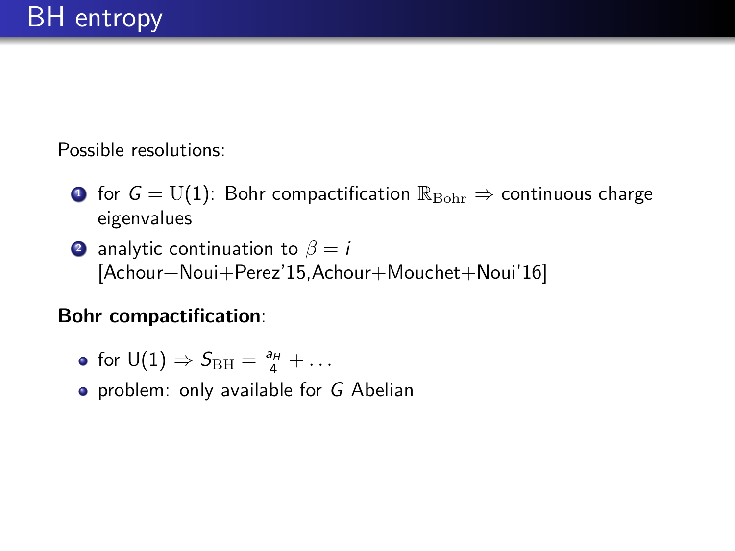# BH entropy

Possible resolutions:

1. for $G = \mathrm{U}(1)$: Bohr compactification $\mathbb{R}_{\mathrm{Bohr}} \Rightarrow$ continuous charge eigenvalues
2. analytic continuation to $\beta = i$ [Achour+Noui+Perez'15,Achour+Mouchet+Noui'16]

**Bohr compactification**:

- for U(1) $\Rightarrow S_{\mathrm{BH}} = \frac{a_H}{4} + \ldots$
- problem: only available for $G$ Abelian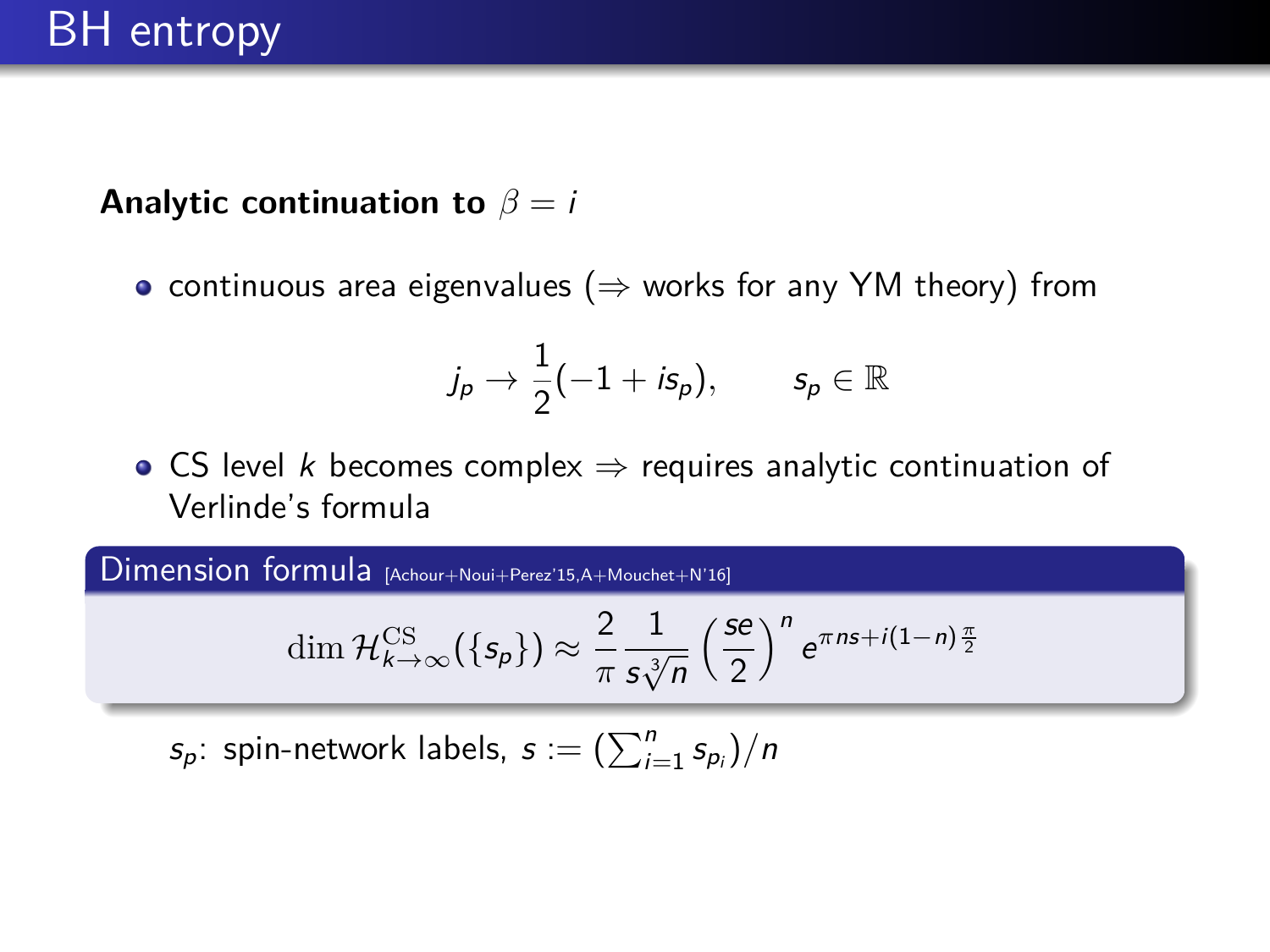# BH entropy

**Analytic continuation to $\beta = i$**

- continuous area eigenvalues ($\Rightarrow$ works for any YM theory) from

$$j_p \to \frac{1}{2}(-1 + i s_p), \qquad s_p \in \mathbb{R}$$

- CS level $k$ becomes complex $\Rightarrow$ requires analytic continuation of Verlinde's formula

**Dimension formula** [Achour+Noui+Perez'15,A+Mouchet+N'16]

$$\dim \mathcal{H}^{\mathrm{CS}}_{k\to\infty}(\{s_p\}) \approx \frac{2}{\pi}\frac{1}{s\sqrt[3]{n}}\left(\frac{se}{2}\right)^n e^{\pi n s + i(1-n)\frac{\pi}{2}}$$

$s_p$: spin-network labels, $s := (\sum_{i=1}^n s_{p_i})/n$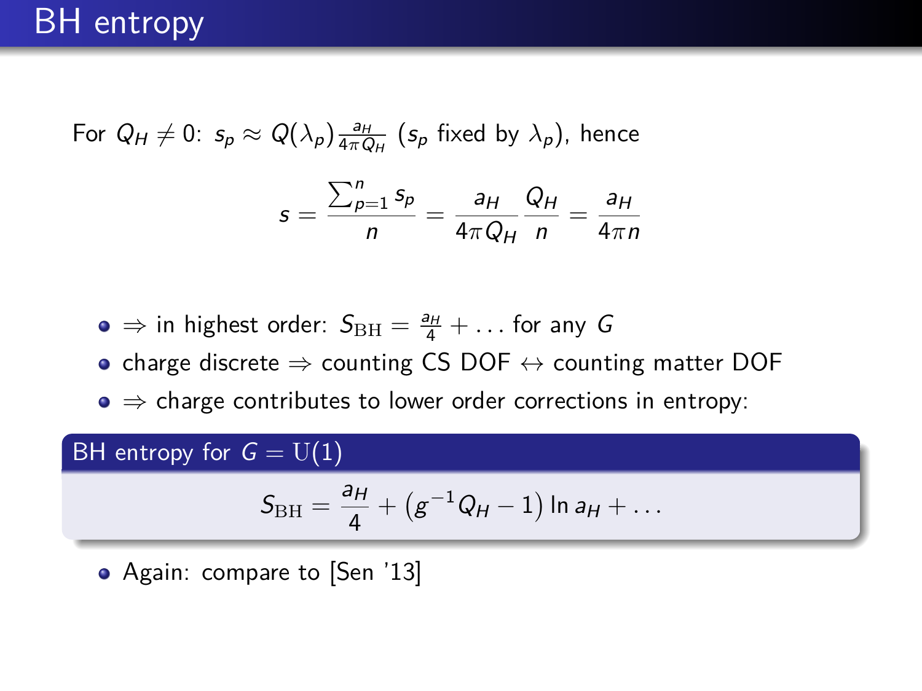# BH entropy

For $Q_H \neq 0$: $s_p \approx Q(\lambda_p)\frac{a_H}{4\pi Q_H}$ ($s_p$ fixed by $\lambda_p$), hence

$$s = \frac{\sum_{p=1}^{n} s_p}{n} = \frac{a_H}{4\pi Q_H}\frac{Q_H}{n} = \frac{a_H}{4\pi n}$$

- $\Rightarrow$ in highest order: $S_{\mathrm{BH}} = \frac{a_H}{4} + \ldots$ for any $G$
- charge discrete $\Rightarrow$ counting CS DOF $\leftrightarrow$ counting matter DOF
- $\Rightarrow$ charge contributes to lower order corrections in entropy:

**BH entropy for $G = \mathrm{U}(1)$**

$$S_{\mathrm{BH}} = \frac{a_H}{4} + \left(g^{-1}Q_H - 1\right)\ln a_H + \ldots$$

- Again: compare to [Sen '13]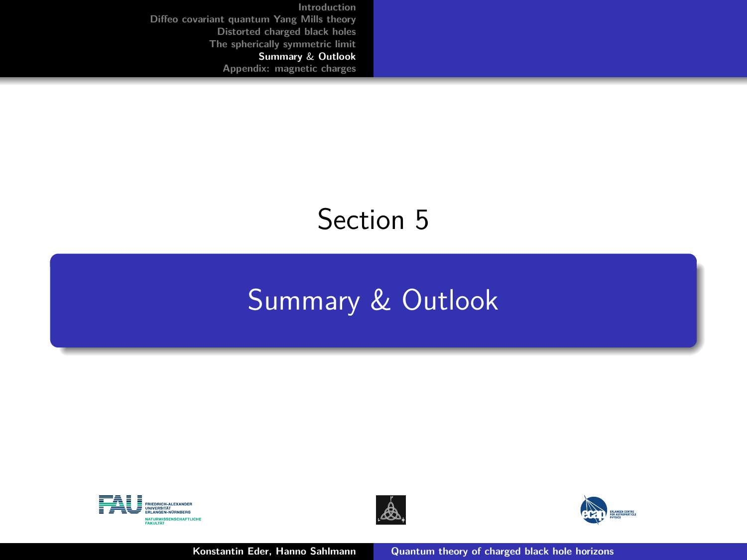Section 5

# Summary & Outlook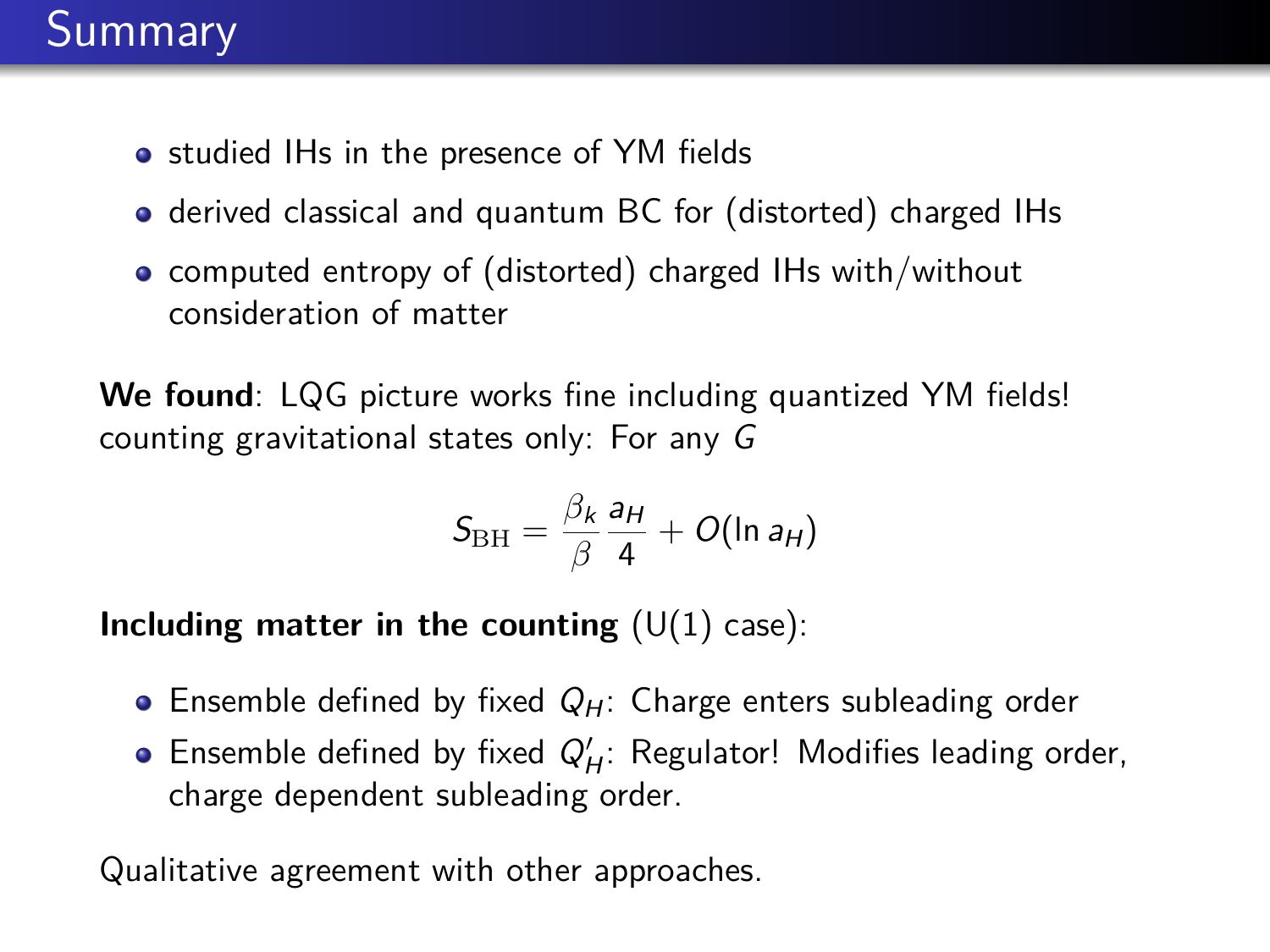# Summary

- studied IHs in the presence of YM fields
- derived classical and quantum BC for (distorted) charged IHs
- computed entropy of (distorted) charged IHs with/without consideration of matter

**We found**: LQG picture works fine including quantized YM fields! counting gravitational states only: For any $G$

$$S_{\mathrm{BH}} = \frac{\beta_k}{\beta} \frac{a_H}{4} + O(\ln a_H)$$

**Including matter in the counting** (U(1) case):

- Ensemble defined by fixed $Q_H$: Charge enters subleading order
- Ensemble defined by fixed $Q'_H$: Regulator! Modifies leading order, charge dependent subleading order.

Qualitative agreement with other approaches.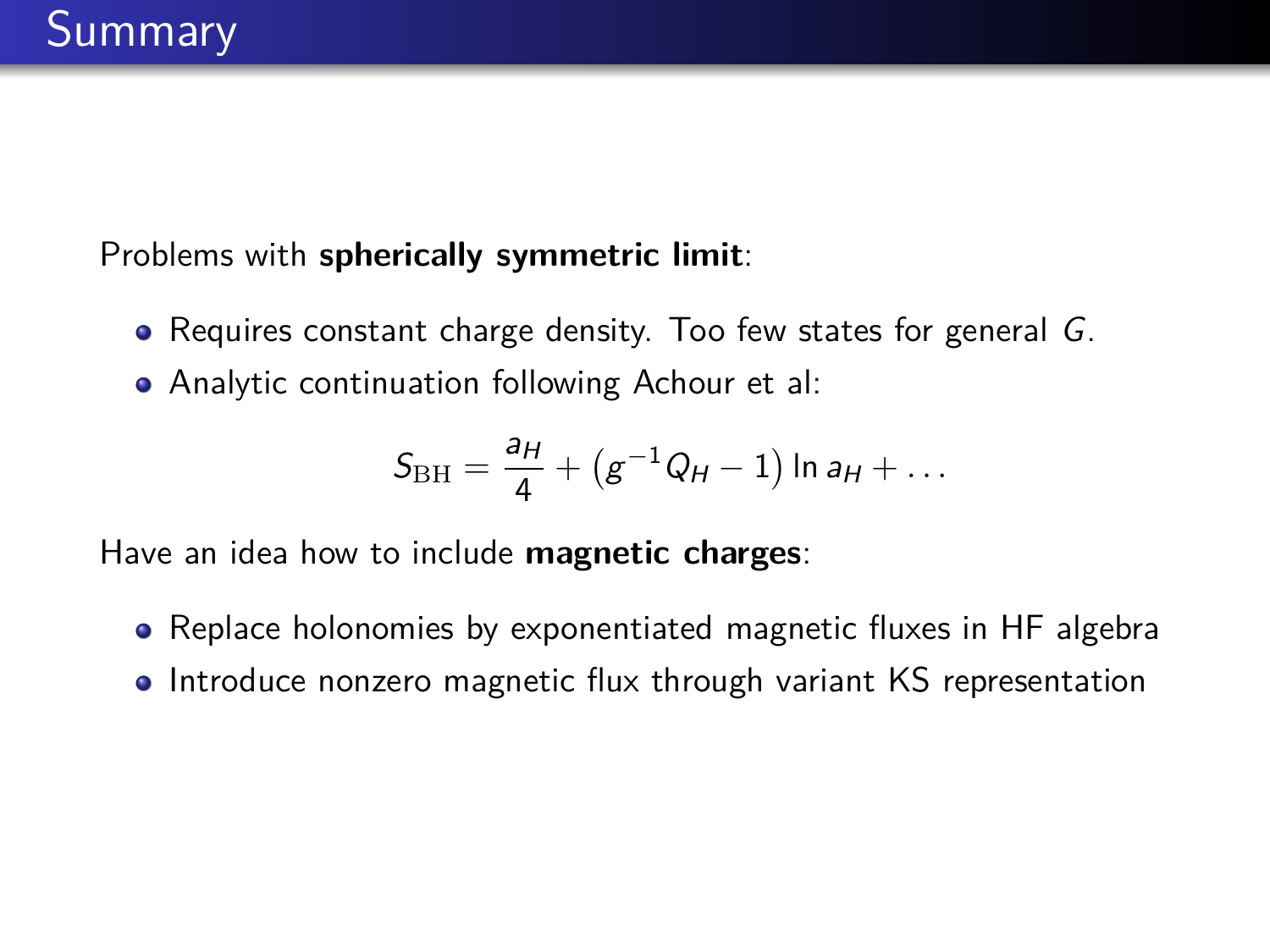# Summary

Problems with **spherically symmetric limit**:

- Requires constant charge density. Too few states for general $G$.
- Analytic continuation following Achour et al:

$$S_{\mathrm{BH}} = \frac{a_H}{4} + \left(g^{-1} Q_H - 1\right) \ln a_H + \dots$$

Have an idea how to include **magnetic charges**:

- Replace holonomies by exponentiated magnetic fluxes in HF algebra
- Introduce nonzero magnetic flux through variant KS representation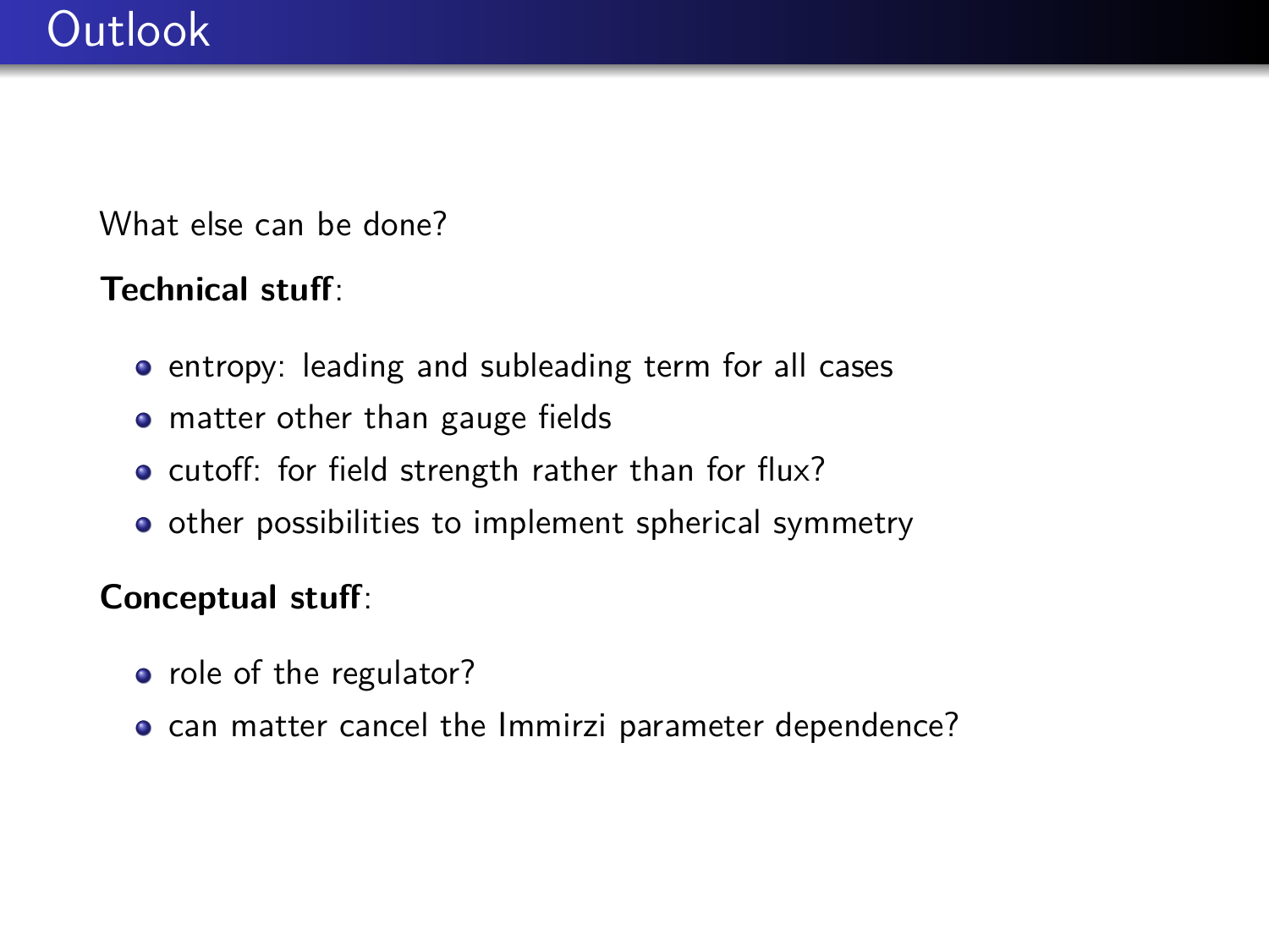# Outlook

What else can be done?

**Technical stuff**:

- entropy: leading and subleading term for all cases
- matter other than gauge fields
- cutoff: for field strength rather than for flux?
- other possibilities to implement spherical symmetry

**Conceptual stuff**:

- role of the regulator?
- can matter cancel the Immirzi parameter dependence?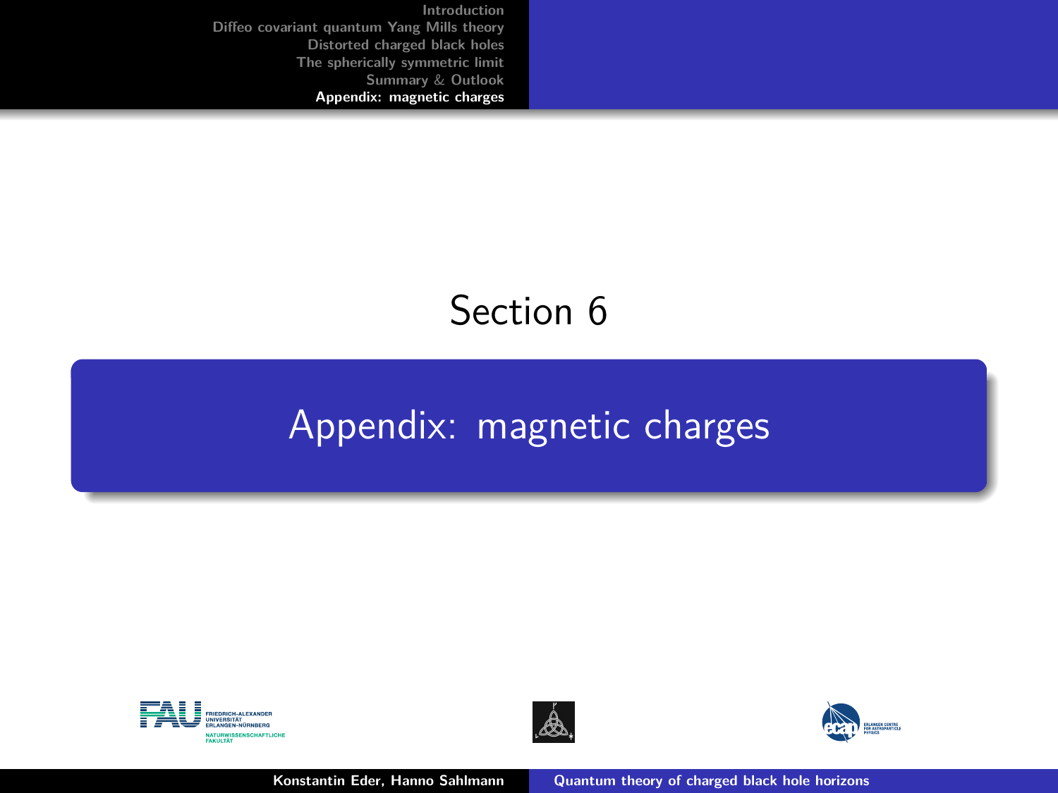Section 6

# Appendix: magnetic charges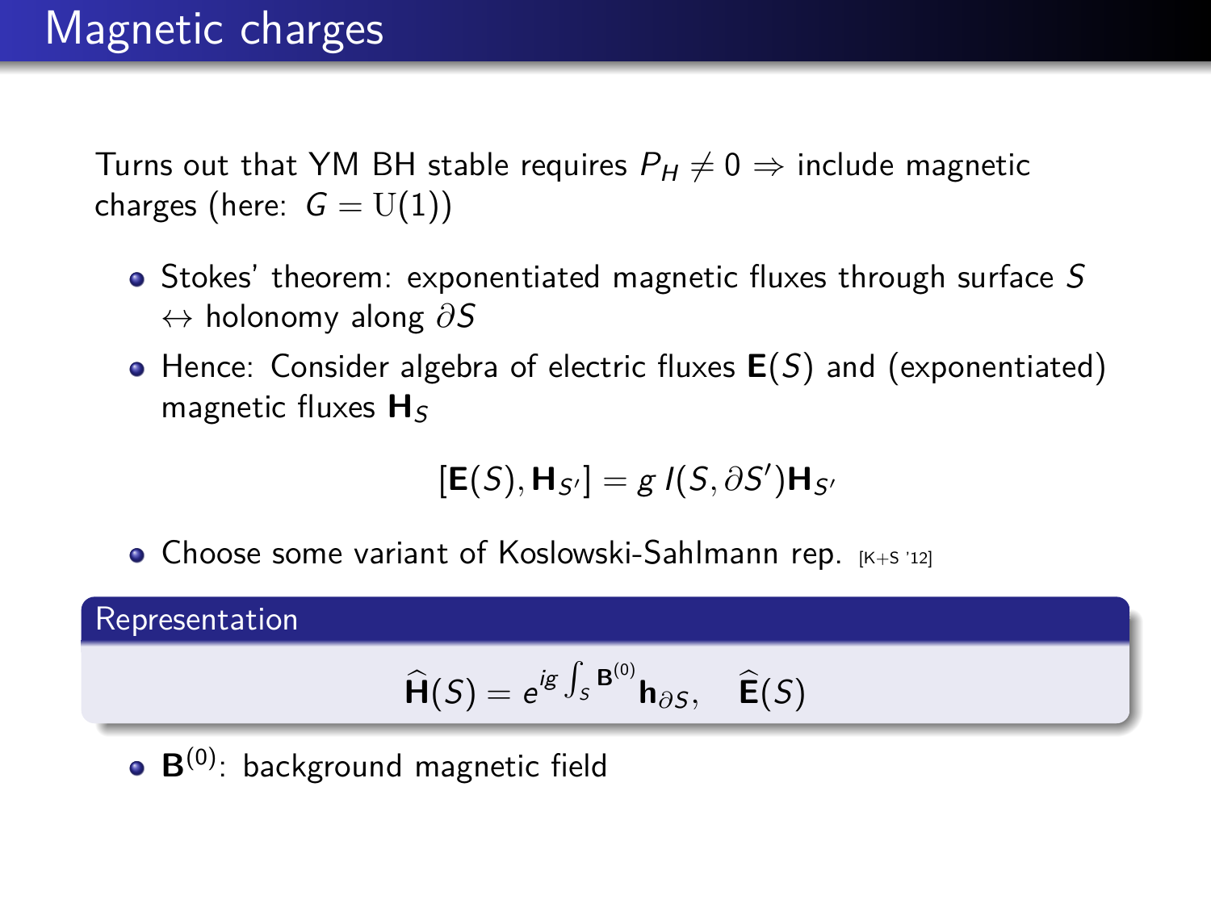# Magnetic charges

Turns out that YM BH stable requires $P_H \neq 0 \Rightarrow$ include magnetic charges (here: $G = \mathrm{U}(1)$)

- Stokes' theorem: exponentiated magnetic fluxes through surface $S$ $\leftrightarrow$ holonomy along $\partial S$
- Hence: Consider algebra of electric fluxes $\mathbf{E}(S)$ and (exponentiated) magnetic fluxes $\mathbf{H}_S$

$$[\mathbf{E}(S), \mathbf{H}_{S'}] = g\, I(S, \partial S')\mathbf{H}_{S'}$$

- Choose some variant of Koslowski-Sahlmann rep. [K+S '12]

**Representation**

$$\widehat{\mathbf{H}}(S) = e^{ig \int_S \mathbf{B}^{(0)}} \mathbf{h}_{\partial S}, \quad \widehat{\mathbf{E}}(S)$$

- $\mathbf{B}^{(0)}$: background magnetic field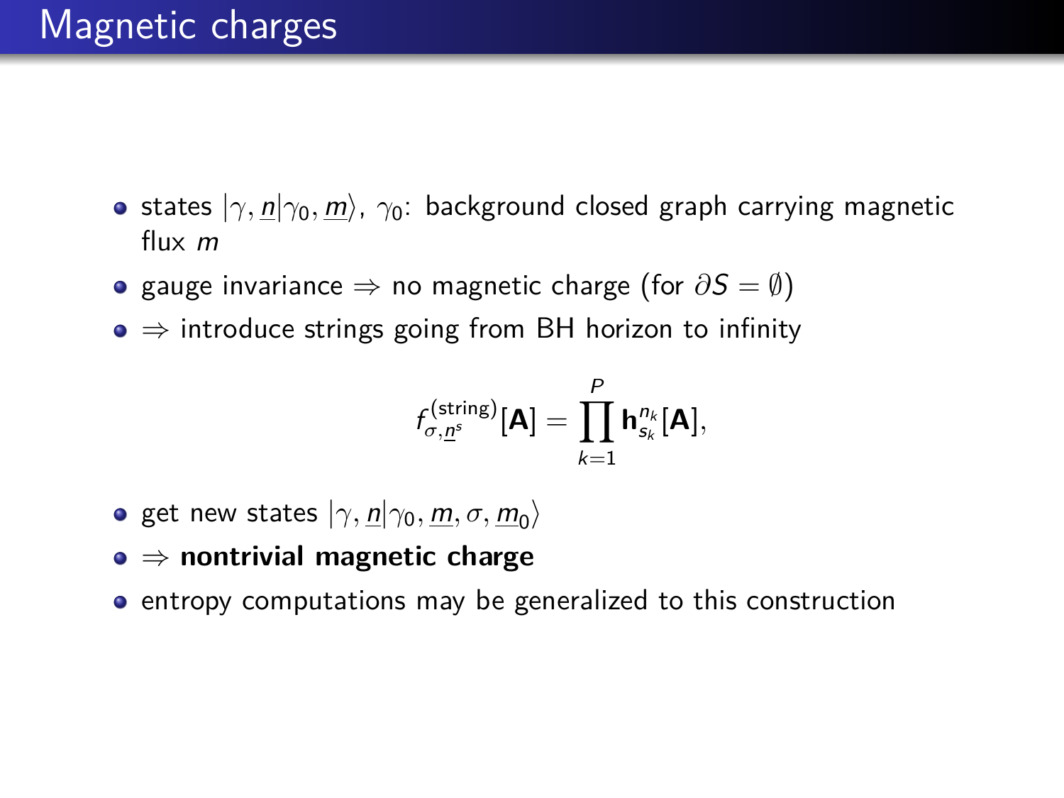# Magnetic charges

- states $|\gamma, \underline{n}|\gamma_0, \underline{m}\rangle$, $\gamma_0$: background closed graph carrying magnetic flux $m$
- gauge invariance $\Rightarrow$ no magnetic charge (for $\partial S = \emptyset$)
- $\Rightarrow$ introduce strings going from BH horizon to infinity

$$f^{(\text{string})}_{\sigma,\underline{n}^s}[\mathbf{A}] = \prod_{k=1}^{P} \mathbf{h}^{n_k}_{s_k}[\mathbf{A}],$$

- get new states $|\gamma, \underline{n}|\gamma_0, \underline{m}, \sigma, \underline{m}_0\rangle$
- $\Rightarrow$ **nontrivial magnetic charge**
- entropy computations may be generalized to this construction